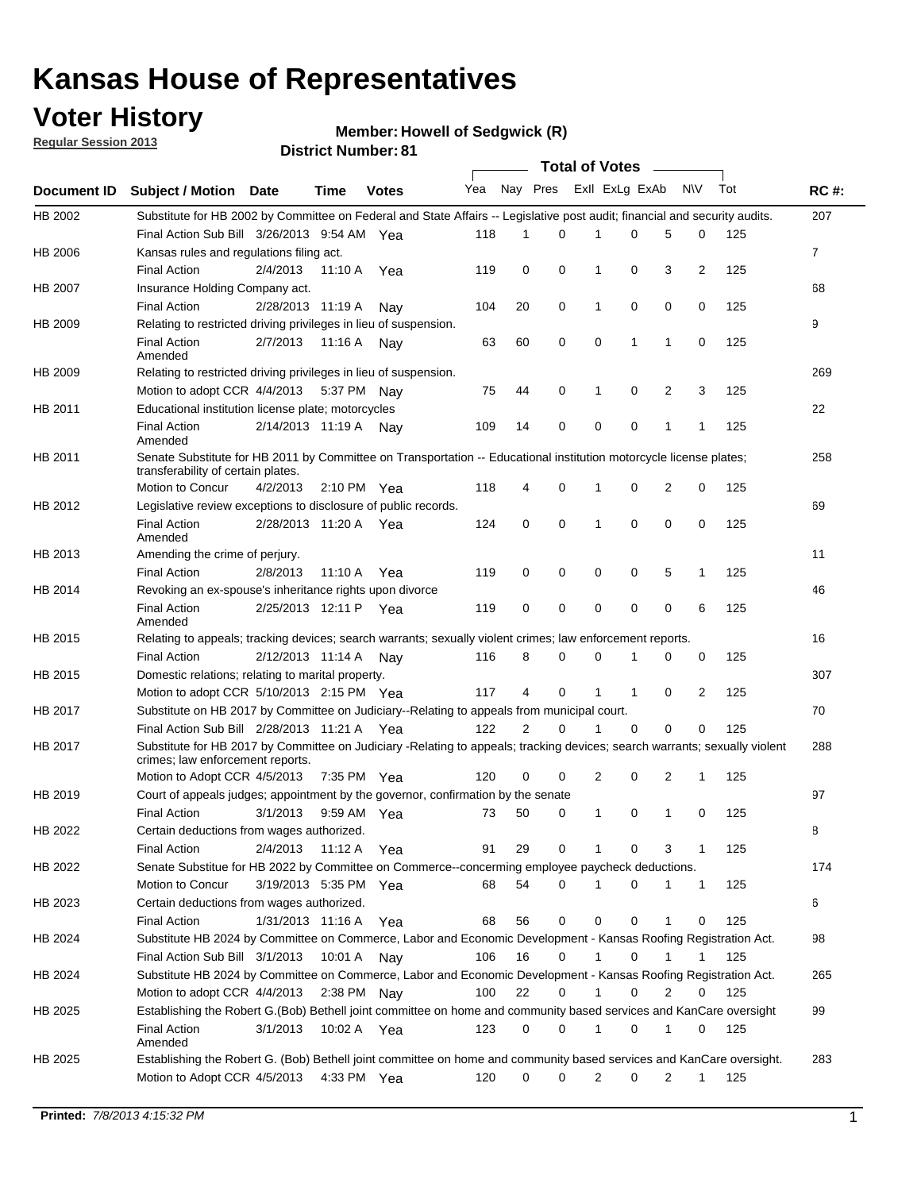# Kansas House of Representatives

## Voter History

**Regular Session 2013**

**Member: Howell of Sedgwick (R)**

**District Number: 81**

| Document ID | Subject / Motion | Date | Time | Votes | Yea | Nay | Pres | ExII | ExLg | ExAb | N\V | Tot | RC #: |
|---|---|---|---|---|---|---|---|---|---|---|---|---|---|
| HB 2002 | Substitute for HB 2002 by Committee on Federal and State Affairs -- Legislative post audit; financial and security audits. | | | | | | | | | | | | 207 |
| | Final Action Sub Bill | 3/26/2013 | 9:54 AM | Yea | 118 | 1 | 0 | 1 | 0 | 5 | 0 | 125 | |
| HB 2006 | Kansas rules and regulations filing act. | | | | | | | | | | | | 7 |
| | Final Action | 2/4/2013 | 11:10 A | Yea | 119 | 0 | 0 | 1 | 0 | 3 | 2 | 125 | |
| HB 2007 | Insurance Holding Company act. | | | | | | | | | | | | 68 |
| | Final Action | 2/28/2013 | 11:19 A | Nay | 104 | 20 | 0 | 1 | 0 | 0 | 0 | 125 | |
| HB 2009 | Relating to restricted driving privileges in lieu of suspension. | | | | | | | | | | | | 9 |
| | Final Action Amended | 2/7/2013 | 11:16 A | Nay | 63 | 60 | 0 | 0 | 1 | 1 | 0 | 125 | |
| HB 2009 | Relating to restricted driving privileges in lieu of suspension. | | | | | | | | | | | | 269 |
| | Motion to adopt CCR | 4/4/2013 | 5:37 PM | Nay | 75 | 44 | 0 | 1 | 0 | 2 | 3 | 125 | |
| HB 2011 | Educational institution license plate; motorcycles | | | | | | | | | | | | 22 |
| | Final Action Amended | 2/14/2013 | 11:19 A | Nay | 109 | 14 | 0 | 0 | 0 | 1 | 1 | 125 | |
| HB 2011 | Senate Substitute for HB 2011 by Committee on Transportation -- Educational institution motorcycle license plates; transferability of certain plates. | | | | | | | | | | | | 258 |
| | Motion to Concur | 4/2/2013 | 2:10 PM | Yea | 118 | 4 | 0 | 1 | 0 | 2 | 0 | 125 | |
| HB 2012 | Legislative review exceptions to disclosure of public records. | | | | | | | | | | | | 69 |
| | Final Action Amended | 2/28/2013 | 11:20 A | Yea | 124 | 0 | 0 | 1 | 0 | 0 | 0 | 125 | |
| HB 2013 | Amending the crime of perjury. | | | | | | | | | | | | 11 |
| | Final Action | 2/8/2013 | 11:10 A | Yea | 119 | 0 | 0 | 0 | 0 | 5 | 1 | 125 | |
| HB 2014 | Revoking an ex-spouse's inheritance rights upon divorce | | | | | | | | | | | | 46 |
| | Final Action Amended | 2/25/2013 | 12:11 P | Yea | 119 | 0 | 0 | 0 | 0 | 0 | 6 | 125 | |
| HB 2015 | Relating to appeals; tracking devices; search warrants; sexually violent crimes; law enforcement reports. | | | | | | | | | | | | 16 |
| | Final Action | 2/12/2013 | 11:14 A | Nay | 116 | 8 | 0 | 0 | 1 | 0 | 0 | 125 | |
| HB 2015 | Domestic relations; relating to marital property. | | | | | | | | | | | | 307 |
| | Motion to adopt CCR | 5/10/2013 | 2:15 PM | Yea | 117 | 4 | 0 | 1 | 1 | 0 | 2 | 125 | |
| HB 2017 | Substitute on HB 2017 by Committee on Judiciary--Relating to appeals from municipal court. | | | | | | | | | | | | 70 |
| | Final Action Sub Bill | 2/28/2013 | 11:21 A | Yea | 122 | 2 | 0 | 1 | 0 | 0 | 0 | 125 | |
| HB 2017 | Substitute for HB 2017 by Committee on Judiciary -Relating to appeals; tracking devices; search warrants; sexually violent crimes; law enforcement reports. | | | | | | | | | | | | 288 |
| | Motion to Adopt CCR | 4/5/2013 | 7:35 PM | Yea | 120 | 0 | 0 | 2 | 0 | 2 | 1 | 125 | |
| HB 2019 | Court of appeals judges; appointment by the governor, confirmation by the senate | | | | | | | | | | | | 97 |
| | Final Action | 3/1/2013 | 9:59 AM | Yea | 73 | 50 | 0 | 1 | 0 | 1 | 0 | 125 | |
| HB 2022 | Certain deductions from wages authorized. | | | | | | | | | | | | 8 |
| | Final Action | 2/4/2013 | 11:12 A | Yea | 91 | 29 | 0 | 1 | 0 | 3 | 1 | 125 | |
| HB 2022 | Senate Substitue for HB 2022 by Committee on Commerce--concerning employee paycheck deductions. | | | | | | | | | | | | 174 |
| | Motion to Concur | 3/19/2013 | 5:35 PM | Yea | 68 | 54 | 0 | 1 | 0 | 1 | 1 | 125 | |
| HB 2023 | Certain deductions from wages authorized. | | | | | | | | | | | | 6 |
| | Final Action | 1/31/2013 | 11:16 A | Yea | 68 | 56 | 0 | 0 | 0 | 1 | 0 | 125 | |
| HB 2024 | Substitute HB 2024 by Committee on Commerce, Labor and Economic Development - Kansas Roofing Registration Act. | | | | | | | | | | | | 98 |
| | Final Action Sub Bill | 3/1/2013 | 10:01 A | Nay | 106 | 16 | 0 | 1 | 0 | 1 | 1 | 125 | |
| HB 2024 | Substitute HB 2024 by Committee on Commerce, Labor and Economic Development - Kansas Roofing Registration Act. | | | | | | | | | | | | 265 |
| | Motion to adopt CCR | 4/4/2013 | 2:38 PM | Nay | 100 | 22 | 0 | 1 | 0 | 2 | 0 | 125 | |
| HB 2025 | Establishing the Robert G.(Bob) Bethell joint committee on home and community based services and KanCare oversight | | | | | | | | | | | | 99 |
| | Final Action Amended | 3/1/2013 | 10:02 A | Yea | 123 | 0 | 0 | 1 | 0 | 1 | 0 | 125 | |
| HB 2025 | Establishing the Robert G. (Bob) Bethell joint committee on home and community based services and KanCare oversight. | | | | | | | | | | | | 283 |
| | Motion to Adopt CCR | 4/5/2013 | 4:33 PM | Yea | 120 | 0 | 0 | 2 | 0 | 2 | 1 | 125 | |

**Printed:** *7/8/2013 4:15:32 PM*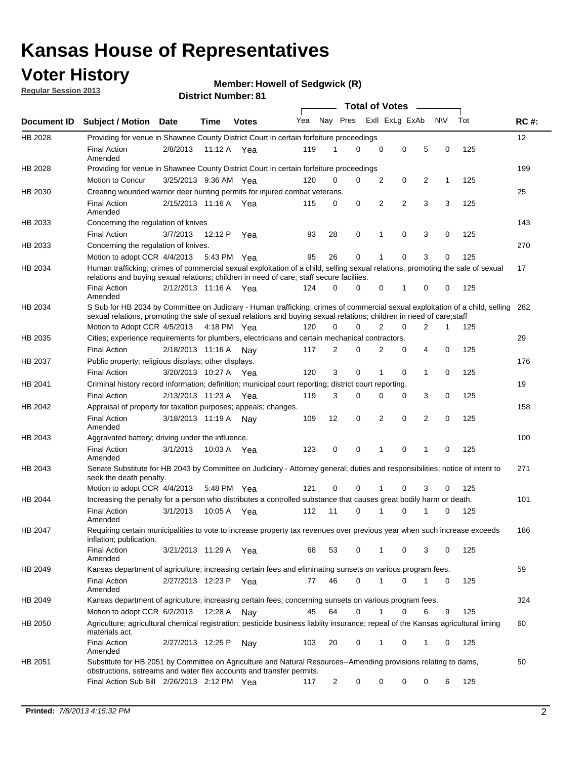# Kansas House of Representatives

## Voter History

**Regular Session 2013**

**Member: Howell of Sedgwick (R)**

**District Number: 81**

| Document ID | Subject / Motion | Date | Time | Votes | Yea | Nay | Pres | ExII | ExLg | ExAb | N\V | Tot | RC #: |
|---|---|---|---|---|---|---|---|---|---|---|---|---|---|
| HB 2028 | Providing for venue in Shawnee County District Court in certain forfeiture proceedings | | | | | | | | | | | | 12 |
| | Final Action Amended | 2/8/2013 | 11:12 A | Yea | 119 | 1 | 0 | 0 | 0 | 5 | 0 | 125 | |
| HB 2028 | Providing for venue in Shawnee County District Court in certain forfeiture proceedings | | | | | | | | | | | | 199 |
| | Motion to Concur | 3/25/2013 | 9:36 AM | Yea | 120 | 0 | 0 | 2 | 0 | 2 | 1 | 125 | |
| HB 2030 | Creating wounded warrior deer hunting permits for injured combat veterans. | | | | | | | | | | | | 25 |
| | Final Action Amended | 2/15/2013 | 11:16 A | Yea | 115 | 0 | 0 | 2 | 2 | 3 | 3 | 125 | |
| HB 2033 | Concerning the regulation of knives | | | | | | | | | | | | 143 |
| | Final Action | 3/7/2013 | 12:12 P | Yea | 93 | 28 | 0 | 1 | 0 | 3 | 0 | 125 | |
| HB 2033 | Concerning the regulation of knives. | | | | | | | | | | | | 270 |
| | Motion to adopt CCR | 4/4/2013 | 5:43 PM | Yea | 95 | 26 | 0 | 1 | 0 | 3 | 0 | 125 | |
| HB 2034 | Human trafficking; crimes of commercial sexual exploitation of a child, selling sexual relations, promoting the sale of sexual relations and buying sexual relations; children in need of care; staff secure faciliies. | | | | | | | | | | | | 17 |
| | Final Action Amended | 2/12/2013 | 11:16 A | Yea | 124 | 0 | 0 | 0 | 1 | 0 | 0 | 125 | |
| HB 2034 | S Sub for HB 2034 by Committee on Judiciary - Human trafficking; crimes of commercial sexual exploitation of a child, selling sexual relations, promoting the sale of sexual relations and buying sexual relations; children in need of care;staff | | | | | | | | | | | | 282 |
| | Motion to Adopt CCR | 4/5/2013 | 4:18 PM | Yea | 120 | 0 | 0 | 2 | 0 | 2 | 1 | 125 | |
| HB 2035 | Cities; experience requirements for plumbers, electricians and certain mechanical contractors. | | | | | | | | | | | | 29 |
| | Final Action | 2/18/2013 | 11:16 A | Nay | 117 | 2 | 0 | 2 | 0 | 4 | 0 | 125 | |
| HB 2037 | Public property; religious displays; other displays. | | | | | | | | | | | | 176 |
| | Final Action | 3/20/2013 | 10:27 A | Yea | 120 | 3 | 0 | 1 | 0 | 1 | 0 | 125 | |
| HB 2041 | Criminal history record information; definition; municipal court reporting; district court reporting. | | | | | | | | | | | | 19 |
| | Final Action | 2/13/2013 | 11:23 A | Yea | 119 | 3 | 0 | 0 | 0 | 3 | 0 | 125 | |
| HB 2042 | Appraisal of property for taxation purposes; appeals; changes. | | | | | | | | | | | | 158 |
| | Final Action Amended | 3/18/2013 | 11:19 A | Nay | 109 | 12 | 0 | 2 | 0 | 2 | 0 | 125 | |
| HB 2043 | Aggravated battery; driving under the influence. | | | | | | | | | | | | 100 |
| | Final Action Amended | 3/1/2013 | 10:03 A | Yea | 123 | 0 | 0 | 1 | 0 | 1 | 0 | 125 | |
| HB 2043 | Senate Substitute for HB 2043 by Committee on Judiciary - Attorney general; duties and responsibilities; notice of intent to seek the death penalty. | | | | | | | | | | | | 271 |
| | Motion to adopt CCR | 4/4/2013 | 5:48 PM | Yea | 121 | 0 | 0 | 1 | 0 | 3 | 0 | 125 | |
| HB 2044 | Increasing the penalty for a person who distributes a controlled substance that causes great bodily harm or death. | | | | | | | | | | | | 101 |
| | Final Action Amended | 3/1/2013 | 10:05 A | Yea | 112 | 11 | 0 | 1 | 0 | 1 | 0 | 125 | |
| HB 2047 | Requiring certain municipalities to vote to increase property tax revenues over previous year when such increase exceeds inflation; publication. | | | | | | | | | | | | 186 |
| | Final Action Amended | 3/21/2013 | 11:29 A | Yea | 68 | 53 | 0 | 1 | 0 | 3 | 0 | 125 | |
| HB 2049 | Kansas department of agriculture; increasing certain fees and eliminating sunsets on various program fees. | | | | | | | | | | | | 59 |
| | Final Action Amended | 2/27/2013 | 12:23 P | Yea | 77 | 46 | 0 | 1 | 0 | 1 | 0 | 125 | |
| HB 2049 | Kansas department of agriculture; increasing certain fees; concerning sunsets on various program fees. | | | | | | | | | | | | 324 |
| | Motion to adopt CCR | 6/2/2013 | 12:28 A | Nay | 45 | 64 | 0 | 1 | 0 | 6 | 9 | 125 | |
| HB 2050 | Agriculture; agricultural chemical registration; pesticide business liablity insurance; repeal of the Kansas agricultural liming materials act. | | | | | | | | | | | | 60 |
| | Final Action Amended | 2/27/2013 | 12:25 P | Nay | 103 | 20 | 0 | 1 | 0 | 1 | 0 | 125 | |
| HB 2051 | Substitute for HB 2051 by Committee on Agriculture and Natural Resources--Amending provisions relating to dams, obstructions, sstreams and water flex accounts and transfer permits. | | | | | | | | | | | | 50 |
| | Final Action Sub Bill | 2/26/2013 | 2:12 PM | Yea | 117 | 2 | 0 | 0 | 0 | 0 | 6 | 125 | |

**Printed:** *7/8/2013 4:15:32 PM*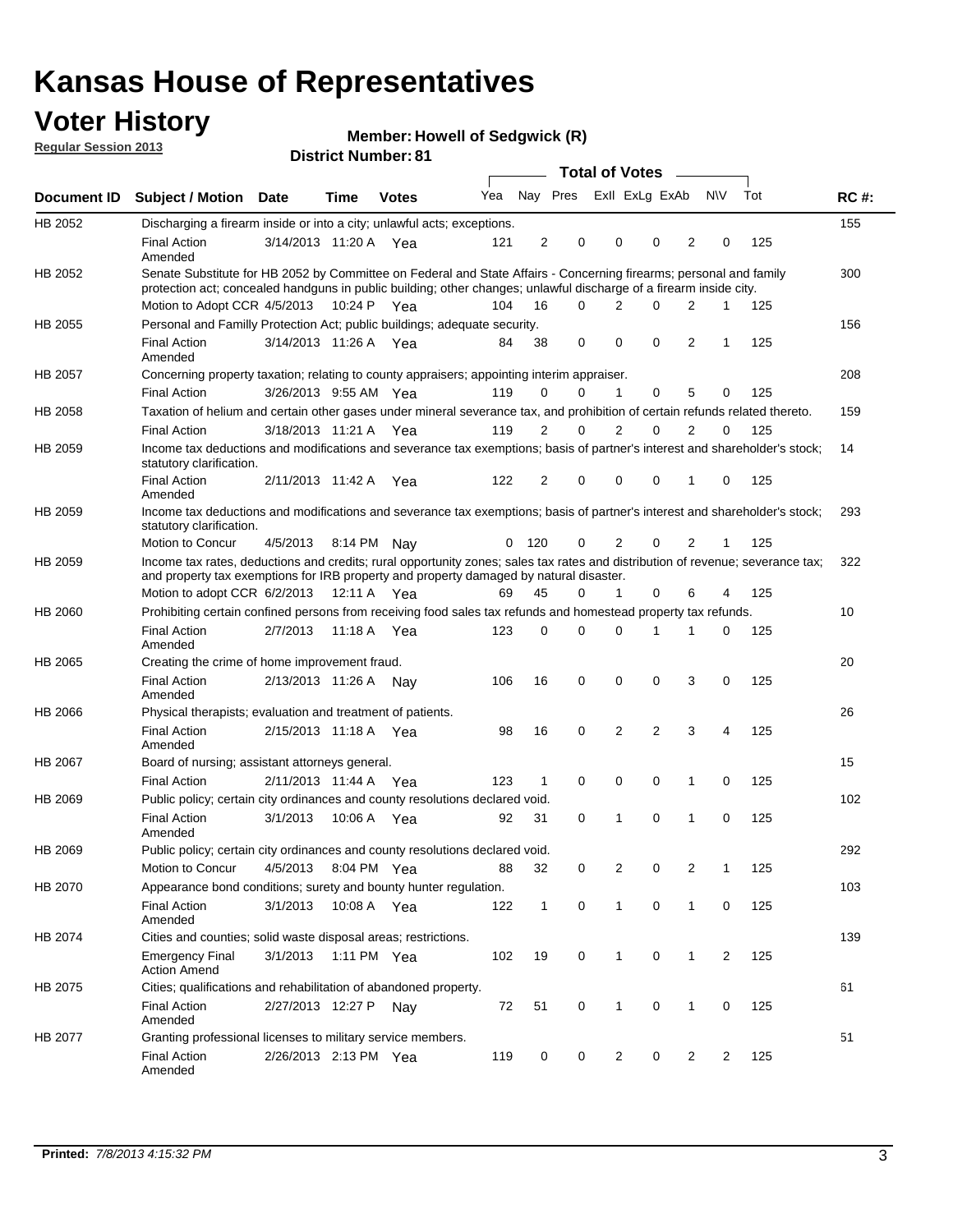# Kansas House of Representatives

## Voter History

**Regular Session 2013**

**Member: Howell of Sedgwick (R)**

**District Number: 81**

| Document ID | Subject / Motion | Date | Time | Votes | Yea | Nay | Pres | ExII | ExLg | ExAb | N\V | Tot | RC #: |
|---|---|---|---|---|---|---|---|---|---|---|---|---|---|
| HB 2052 | Discharging a firearm inside or into a city; unlawful acts; exceptions. | | | | | | | | | | | | 155 |
| | Final Action Amended | 3/14/2013 | 11:20 A | Yea | 121 | 2 | 0 | 0 | 0 | 2 | 0 | 125 | |
| HB 2052 | Senate Substitute for HB 2052 by Committee on Federal and State Affairs - Concerning firearms; personal and family protection act; concealed handguns in public building; other changes; unlawful discharge of a firearm inside city. | | | | | | | | | | | | 300 |
| | Motion to Adopt CCR | 4/5/2013 | 10:24 P | Yea | 104 | 16 | 0 | 2 | 0 | 2 | 1 | 125 | |
| HB 2055 | Personal and Familly Protection Act; public buildings; adequate security. | | | | | | | | | | | | 156 |
| | Final Action Amended | 3/14/2013 | 11:26 A | Yea | 84 | 38 | 0 | 0 | 0 | 2 | 1 | 125 | |
| HB 2057 | Concerning property taxation; relating to county appraisers; appointing interim appraiser. | | | | | | | | | | | | 208 |
| | Final Action | 3/26/2013 | 9:55 AM | Yea | 119 | 0 | 0 | 1 | 0 | 5 | 0 | 125 | |
| HB 2058 | Taxation of helium and certain other gases under mineral severance tax, and prohibition of certain refunds related thereto. | | | | | | | | | | | | 159 |
| | Final Action | 3/18/2013 | 11:21 A | Yea | 119 | 2 | 0 | 2 | 0 | 2 | 0 | 125 | |
| HB 2059 | Income tax deductions and modifications and severance tax exemptions; basis of partner's interest and shareholder's stock; statutory clarification. | | | | | | | | | | | | 14 |
| | Final Action Amended | 2/11/2013 | 11:42 A | Yea | 122 | 2 | 0 | 0 | 0 | 1 | 0 | 125 | |
| HB 2059 | Income tax deductions and modifications and severance tax exemptions; basis of partner's interest and shareholder's stock; statutory clarification. | | | | | | | | | | | | 293 |
| | Motion to Concur | 4/5/2013 | 8:14 PM | Nay | 0 | 120 | 0 | 2 | 0 | 2 | 1 | 125 | |
| HB 2059 | Income tax rates, deductions and credits; rural opportunity zones; sales tax rates and distribution of revenue; severance tax; and property tax exemptions for IRB property and property damaged by natural disaster. | | | | | | | | | | | | 322 |
| | Motion to adopt CCR | 6/2/2013 | 12:11 A | Yea | 69 | 45 | 0 | 1 | 0 | 6 | 4 | 125 | |
| HB 2060 | Prohibiting certain confined persons from receiving food sales tax refunds and homestead property tax refunds. | | | | | | | | | | | | 10 |
| | Final Action Amended | 2/7/2013 | 11:18 A | Yea | 123 | 0 | 0 | 0 | 1 | 1 | 0 | 125 | |
| HB 2065 | Creating the crime of home improvement fraud. | | | | | | | | | | | | 20 |
| | Final Action Amended | 2/13/2013 | 11:26 A | Nay | 106 | 16 | 0 | 0 | 0 | 3 | 0 | 125 | |
| HB 2066 | Physical therapists; evaluation and treatment of patients. | | | | | | | | | | | | 26 |
| | Final Action Amended | 2/15/2013 | 11:18 A | Yea | 98 | 16 | 0 | 2 | 2 | 3 | 4 | 125 | |
| HB 2067 | Board of nursing; assistant attorneys general. | | | | | | | | | | | | 15 |
| | Final Action | 2/11/2013 | 11:44 A | Yea | 123 | 1 | 0 | 0 | 0 | 1 | 0 | 125 | |
| HB 2069 | Public policy; certain city ordinances and county resolutions declared void. | | | | | | | | | | | | 102 |
| | Final Action Amended | 3/1/2013 | 10:06 A | Yea | 92 | 31 | 0 | 1 | 0 | 1 | 0 | 125 | |
| HB 2069 | Public policy; certain city ordinances and county resolutions declared void. | | | | | | | | | | | | 292 |
| | Motion to Concur | 4/5/2013 | 8:04 PM | Yea | 88 | 32 | 0 | 2 | 0 | 2 | 1 | 125 | |
| HB 2070 | Appearance bond conditions; surety and bounty hunter regulation. | | | | | | | | | | | | 103 |
| | Final Action Amended | 3/1/2013 | 10:08 A | Yea | 122 | 1 | 0 | 1 | 0 | 1 | 0 | 125 | |
| HB 2074 | Cities and counties; solid waste disposal areas; restrictions. | | | | | | | | | | | | 139 |
| | Emergency Final Action Amend | 3/1/2013 | 1:11 PM | Yea | 102 | 19 | 0 | 1 | 0 | 1 | 2 | 125 | |
| HB 2075 | Cities; qualifications and rehabilitation of abandoned property. | | | | | | | | | | | | 61 |
| | Final Action Amended | 2/27/2013 | 12:27 P | Nay | 72 | 51 | 0 | 1 | 0 | 1 | 0 | 125 | |
| HB 2077 | Granting professional licenses to military service members. | | | | | | | | | | | | 51 |
| | Final Action Amended | 2/26/2013 | 2:13 PM | Yea | 119 | 0 | 0 | 2 | 0 | 2 | 2 | 125 | |

**Printed:** *7/8/2013 4:15:32 PM*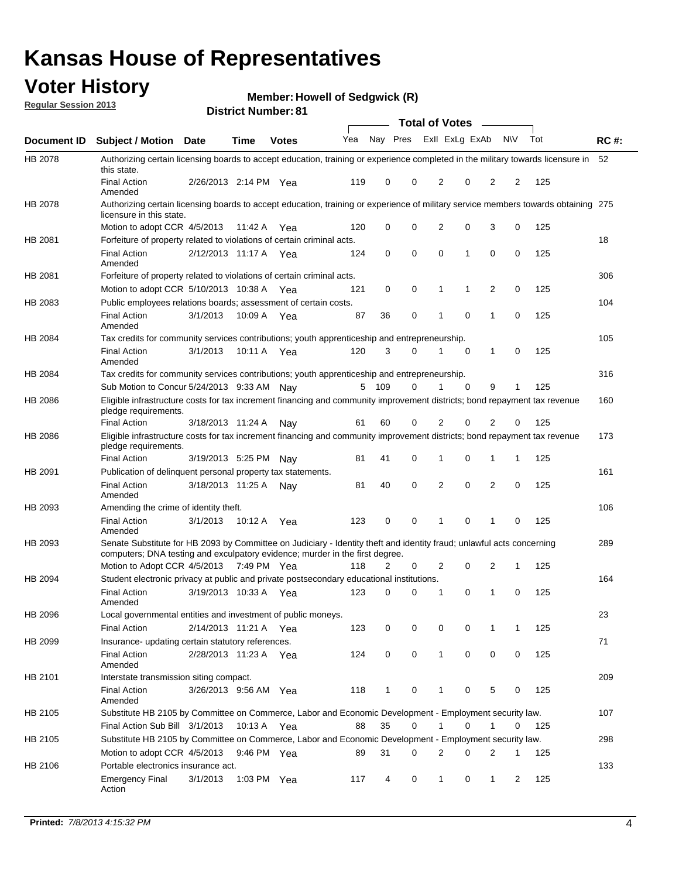# Kansas House of Representatives

## Voter History

**Regular Session 2013**

**Member: Howell of Sedgwick (R)**

**District Number: 81**

| Document ID | Subject / Motion | Date | Time | Votes | Yea | Nay | Pres | ExII | ExLg | ExAb | N\V | Tot | RC #: |
|---|---|---|---|---|---|---|---|---|---|---|---|---|---|
| HB 2078 | Authorizing certain licensing boards to accept education, training or experience completed in the military towards licensure in this state. | | | | | | | | | | | | 52 |
| | Final Action Amended | 2/26/2013 | 2:14 PM | Yea | 119 | 0 | 0 | 2 | 0 | 2 | 2 | 125 | |
| HB 2078 | Authorizing certain licensing boards to accept education, training or experience of military service members towards obtaining licensure in this state. | | | | | | | | | | | | 275 |
| | Motion to adopt CCR | 4/5/2013 | 11:42 A | Yea | 120 | 0 | 0 | 2 | 0 | 3 | 0 | 125 | |
| HB 2081 | Forfeiture of property related to violations of certain criminal acts. | | | | | | | | | | | | 18 |
| | Final Action Amended | 2/12/2013 | 11:17 A | Yea | 124 | 0 | 0 | 0 | 1 | 0 | 0 | 125 | |
| HB 2081 | Forfeiture of property related to violations of certain criminal acts. | | | | | | | | | | | | 306 |
| | Motion to adopt CCR | 5/10/2013 | 10:38 A | Yea | 121 | 0 | 0 | 1 | 1 | 2 | 0 | 125 | |
| HB 2083 | Public employees relations boards; assessment of certain costs. | | | | | | | | | | | | 104 |
| | Final Action Amended | 3/1/2013 | 10:09 A | Yea | 87 | 36 | 0 | 1 | 0 | 1 | 0 | 125 | |
| HB 2084 | Tax credits for community services contributions; youth apprenticeship and entrepreneurship. | | | | | | | | | | | | 105 |
| | Final Action Amended | 3/1/2013 | 10:11 A | Yea | 120 | 3 | 0 | 1 | 0 | 1 | 0 | 125 | |
| HB 2084 | Tax credits for community services contributions; youth apprenticeship and entrepreneurship. | | | | | | | | | | | | 316 |
| | Sub Motion to Concur | 5/24/2013 | 9:33 AM | Nay | 5 | 109 | 0 | 1 | 0 | 9 | 1 | 125 | |
| HB 2086 | Eligible infrastructure costs for tax increment financing and community improvement districts; bond repayment tax revenue pledge requirements. | | | | | | | | | | | | 160 |
| | Final Action | 3/18/2013 | 11:24 A | Nay | 61 | 60 | 0 | 2 | 0 | 2 | 0 | 125 | |
| HB 2086 | Eligible infrastructure costs for tax increment financing and community improvement districts; bond repayment tax revenue pledge requirements. | | | | | | | | | | | | 173 |
| | Final Action | 3/19/2013 | 5:25 PM | Nay | 81 | 41 | 0 | 1 | 0 | 1 | 1 | 125 | |
| HB 2091 | Publication of delinquent personal property tax statements. | | | | | | | | | | | | 161 |
| | Final Action Amended | 3/18/2013 | 11:25 A | Nay | 81 | 40 | 0 | 2 | 0 | 2 | 0 | 125 | |
| HB 2093 | Amending the crime of identity theft. | | | | | | | | | | | | 106 |
| | Final Action Amended | 3/1/2013 | 10:12 A | Yea | 123 | 0 | 0 | 1 | 0 | 1 | 0 | 125 | |
| HB 2093 | Senate Substitute for HB 2093 by Committee on Judiciary - Identity theft and identity fraud; unlawful acts concerning computers; DNA testing and exculpatory evidence; murder in the first degree. | | | | | | | | | | | | 289 |
| | Motion to Adopt CCR | 4/5/2013 | 7:49 PM | Yea | 118 | 2 | 0 | 2 | 0 | 2 | 1 | 125 | |
| HB 2094 | Student electronic privacy at public and private postsecondary educational institutions. | | | | | | | | | | | | 164 |
| | Final Action Amended | 3/19/2013 | 10:33 A | Yea | 123 | 0 | 0 | 1 | 0 | 1 | 0 | 125 | |
| HB 2096 | Local governmental entities and investment of public moneys. | | | | | | | | | | | | 23 |
| | Final Action | 2/14/2013 | 11:21 A | Yea | 123 | 0 | 0 | 0 | 0 | 1 | 1 | 125 | |
| HB 2099 | Insurance- updating certain statutory references. | | | | | | | | | | | | 71 |
| | Final Action Amended | 2/28/2013 | 11:23 A | Yea | 124 | 0 | 0 | 1 | 0 | 0 | 0 | 125 | |
| HB 2101 | Interstate transmission siting compact. | | | | | | | | | | | | 209 |
| | Final Action Amended | 3/26/2013 | 9:56 AM | Yea | 118 | 1 | 0 | 1 | 0 | 5 | 0 | 125 | |
| HB 2105 | Substitute HB 2105 by Committee on Commerce, Labor and Economic Development - Employment security law. | | | | | | | | | | | | 107 |
| | Final Action Sub Bill | 3/1/2013 | 10:13 A | Yea | 88 | 35 | 0 | 1 | 0 | 1 | 0 | 125 | |
| HB 2105 | Substitute HB 2105 by Committee on Commerce, Labor and Economic Development - Employment security law. | | | | | | | | | | | | 298 |
| | Motion to adopt CCR | 4/5/2013 | 9:46 PM | Yea | 89 | 31 | 0 | 2 | 0 | 2 | 1 | 125 | |
| HB 2106 | Portable electronics insurance act. | | | | | | | | | | | | 133 |
| | Emergency Final Action | 3/1/2013 | 1:03 PM | Yea | 117 | 4 | 0 | 1 | 0 | 1 | 2 | 125 | |

**Printed:** *7/8/2013 4:15:32 PM*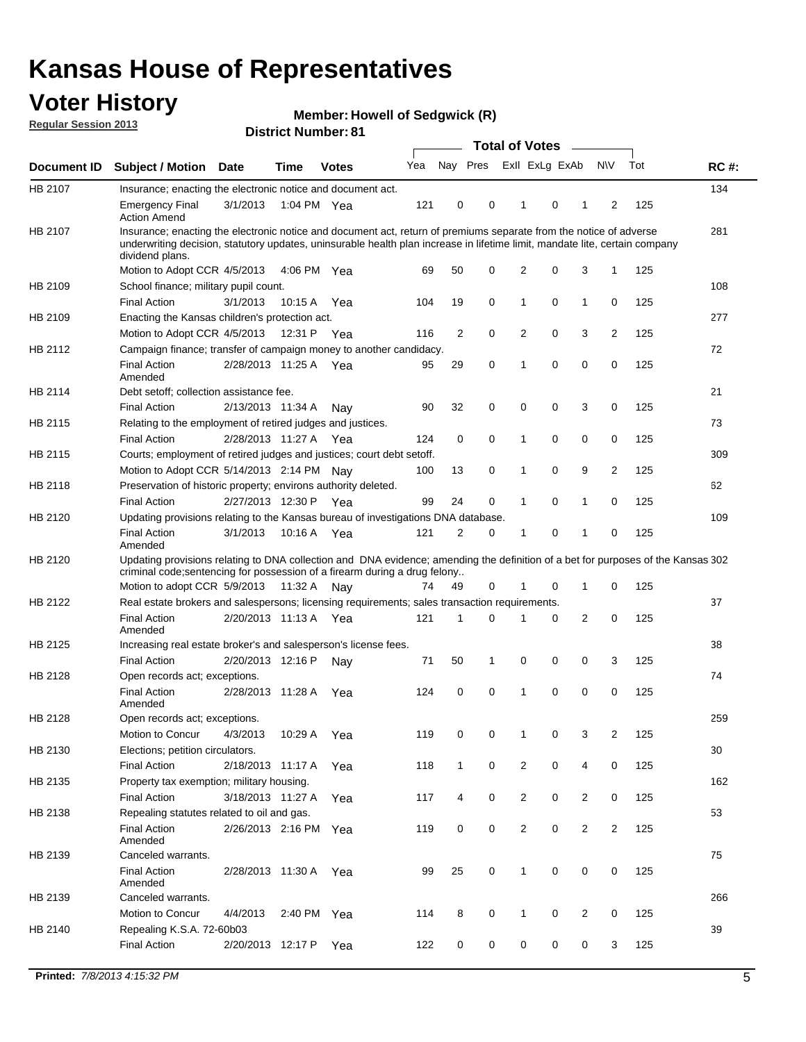# Kansas House of Representatives

## Voter History

**Regular Session 2013**

**Member: Howell of Sedgwick (R)**

**District Number: 81**

| Document ID | Subject / Motion | Date | Time | Votes | Yea | Nay | Pres | ExII | ExLg | ExAb | N\V | Tot | RC #: |
|---|---|---|---|---|---|---|---|---|---|---|---|---|---|
| HB 2107 | Insurance; enacting the electronic notice and document act. | | | | | | | | | | | | 134 |
| | Emergency Final Action Amend | 3/1/2013 | 1:04 PM | Yea | 121 | 0 | 0 | 1 | 0 | 1 | 2 | 125 | |
| HB 2107 | Insurance; enacting the electronic notice and document act, return of premiums separate from the notice of adverse underwriting decision, statutory updates, uninsurable health plan increase in lifetime limit, mandate lite, certain company dividend plans. | | | | | | | | | | | | 281 |
| | Motion to Adopt CCR | 4/5/2013 | 4:06 PM | Yea | 69 | 50 | 0 | 2 | 0 | 3 | 1 | 125 | |
| HB 2109 | School finance; military pupil count. | | | | | | | | | | | | 108 |
| | Final Action | 3/1/2013 | 10:15 A | Yea | 104 | 19 | 0 | 1 | 0 | 1 | 0 | 125 | |
| HB 2109 | Enacting the Kansas children's protection act. | | | | | | | | | | | | 277 |
| | Motion to Adopt CCR | 4/5/2013 | 12:31 P | Yea | 116 | 2 | 0 | 2 | 0 | 3 | 2 | 125 | |
| HB 2112 | Campaign finance; transfer of campaign money to another candidacy. | | | | | | | | | | | | 72 |
| | Final Action Amended | 2/28/2013 | 11:25 A | Yea | 95 | 29 | 0 | 1 | 0 | 0 | 0 | 125 | |
| HB 2114 | Debt setoff; collection assistance fee. | | | | | | | | | | | | 21 |
| | Final Action | 2/13/2013 | 11:34 A | Nay | 90 | 32 | 0 | 0 | 0 | 3 | 0 | 125 | |
| HB 2115 | Relating to the employment of retired judges and justices. | | | | | | | | | | | | 73 |
| | Final Action | 2/28/2013 | 11:27 A | Yea | 124 | 0 | 0 | 1 | 0 | 0 | 0 | 125 | |
| HB 2115 | Courts; employment of retired judges and justices; court debt setoff. | | | | | | | | | | | | 309 |
| | Motion to Adopt CCR | 5/14/2013 | 2:14 PM | Nay | 100 | 13 | 0 | 1 | 0 | 9 | 2 | 125 | |
| HB 2118 | Preservation of historic property; environs authority deleted. | | | | | | | | | | | | 62 |
| | Final Action | 2/27/2013 | 12:30 P | Yea | 99 | 24 | 0 | 1 | 0 | 1 | 0 | 125 | |
| HB 2120 | Updating provisions relating to the Kansas bureau of investigations DNA database. | | | | | | | | | | | | 109 |
| | Final Action Amended | 3/1/2013 | 10:16 A | Yea | 121 | 2 | 0 | 1 | 0 | 1 | 0 | 125 | |
| HB 2120 | Updating provisions relating to DNA collection and DNA evidence; amending the definition of a bet for purposes of the Kansas criminal code;sentencing for possession of a firearm during a drug felony.. | | | | | | | | | | | | 302 |
| | Motion to adopt CCR | 5/9/2013 | 11:32 A | Nay | 74 | 49 | 0 | 1 | 0 | 1 | 0 | 125 | |
| HB 2122 | Real estate brokers and salespersons; licensing requirements; sales transaction requirements. | | | | | | | | | | | | 37 |
| | Final Action Amended | 2/20/2013 | 11:13 A | Yea | 121 | 1 | 0 | 1 | 0 | 2 | 0 | 125 | |
| HB 2125 | Increasing real estate broker's and salesperson's license fees. | | | | | | | | | | | | 38 |
| | Final Action | 2/20/2013 | 12:16 P | Nay | 71 | 50 | 1 | 0 | 0 | 0 | 3 | 125 | |
| HB 2128 | Open records act; exceptions. | | | | | | | | | | | | 74 |
| | Final Action Amended | 2/28/2013 | 11:28 A | Yea | 124 | 0 | 0 | 1 | 0 | 0 | 0 | 125 | |
| HB 2128 | Open records act; exceptions. | | | | | | | | | | | | 259 |
| | Motion to Concur | 4/3/2013 | 10:29 A | Yea | 119 | 0 | 0 | 1 | 0 | 3 | 2 | 125 | |
| HB 2130 | Elections; petition circulators. | | | | | | | | | | | | 30 |
| | Final Action | 2/18/2013 | 11:17 A | Yea | 118 | 1 | 0 | 2 | 0 | 4 | 0 | 125 | |
| HB 2135 | Property tax exemption; military housing. | | | | | | | | | | | | 162 |
| | Final Action | 3/18/2013 | 11:27 A | Yea | 117 | 4 | 0 | 2 | 0 | 2 | 0 | 125 | |
| HB 2138 | Repealing statutes related to oil and gas. | | | | | | | | | | | | 53 |
| | Final Action Amended | 2/26/2013 | 2:16 PM | Yea | 119 | 0 | 0 | 2 | 0 | 2 | 2 | 125 | |
| HB 2139 | Canceled warrants. | | | | | | | | | | | | 75 |
| | Final Action Amended | 2/28/2013 | 11:30 A | Yea | 99 | 25 | 0 | 1 | 0 | 0 | 0 | 125 | |
| HB 2139 | Canceled warrants. | | | | | | | | | | | | 266 |
| | Motion to Concur | 4/4/2013 | 2:40 PM | Yea | 114 | 8 | 0 | 1 | 0 | 2 | 0 | 125 | |
| HB 2140 | Repealing K.S.A. 72-60b03 | | | | | | | | | | | | 39 |
| | Final Action | 2/20/2013 | 12:17 P | Yea | 122 | 0 | 0 | 0 | 0 | 0 | 3 | 125 | |

**Printed:** *7/8/2013 4:15:32 PM*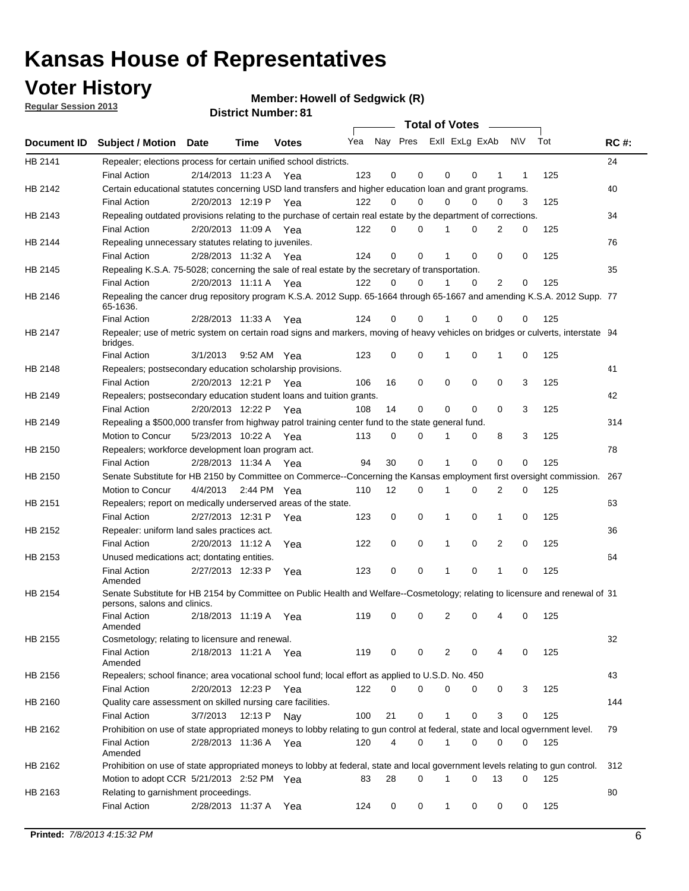# Kansas House of Representatives

## Voter History

**Regular Session 2013**

**Member: Howell of Sedgwick (R)**

**District Number: 81**

| Document ID | Subject / Motion | Date | Time | Votes | Yea | Nay | Pres | ExII | ExLg | ExAb | N\V | Tot | RC #: |
|---|---|---|---|---|---|---|---|---|---|---|---|---|---|
| HB 2141 | Repealer; elections process for certain unified school districts. | | | | | | | | | | | | 24 |
| | Final Action | 2/14/2013 | 11:23 A | Yea | 123 | 0 | 0 | 0 | 0 | 1 | 1 | 125 | |
| HB 2142 | Certain educational statutes concerning USD land transfers and higher education loan and grant programs. | | | | | | | | | | | | 40 |
| | Final Action | 2/20/2013 | 12:19 P | Yea | 122 | 0 | 0 | 0 | 0 | 0 | 3 | 125 | |
| HB 2143 | Repealing outdated provisions relating to the purchase of certain real estate by the department of corrections. | | | | | | | | | | | | 34 |
| | Final Action | 2/20/2013 | 11:09 A | Yea | 122 | 0 | 0 | 1 | 0 | 2 | 0 | 125 | |
| HB 2144 | Repealing unnecessary statutes relating to juveniles. | | | | | | | | | | | | 76 |
| | Final Action | 2/28/2013 | 11:32 A | Yea | 124 | 0 | 0 | 1 | 0 | 0 | 0 | 125 | |
| HB 2145 | Repealing K.S.A. 75-5028; concerning the sale of real estate by the secretary of transportation. | | | | | | | | | | | | 35 |
| | Final Action | 2/20/2013 | 11:11 A | Yea | 122 | 0 | 0 | 1 | 0 | 2 | 0 | 125 | |
| HB 2146 | Repealing the cancer drug repository program K.S.A. 2012 Supp. 65-1664 through 65-1667 and amending K.S.A. 2012 Supp. 65-1636. | | | | | | | | | | | | 77 |
| | Final Action | 2/28/2013 | 11:33 A | Yea | 124 | 0 | 0 | 1 | 0 | 0 | 0 | 125 | |
| HB 2147 | Repealer; use of metric system on certain road signs and markers, moving of heavy vehicles on bridges or culverts, interstate bridges. | | | | | | | | | | | | 94 |
| | Final Action | 3/1/2013 | 9:52 AM | Yea | 123 | 0 | 0 | 1 | 0 | 1 | 0 | 125 | |
| HB 2148 | Repealers; postsecondary education scholarship provisions. | | | | | | | | | | | | 41 |
| | Final Action | 2/20/2013 | 12:21 P | Yea | 106 | 16 | 0 | 0 | 0 | 0 | 3 | 125 | |
| HB 2149 | Repealers; postsecondary education student loans and tuition grants. | | | | | | | | | | | | 42 |
| | Final Action | 2/20/2013 | 12:22 P | Yea | 108 | 14 | 0 | 0 | 0 | 0 | 3 | 125 | |
| HB 2149 | Repealing a $500,000 transfer from highway patrol training center fund to the state general fund. | | | | | | | | | | | | 314 |
| | Motion to Concur | 5/23/2013 | 10:22 A | Yea | 113 | 0 | 0 | 1 | 0 | 8 | 3 | 125 | |
| HB 2150 | Repealers; workforce development loan program act. | | | | | | | | | | | | 78 |
| | Final Action | 2/28/2013 | 11:34 A | Yea | 94 | 30 | 0 | 1 | 0 | 0 | 0 | 125 | |
| HB 2150 | Senate Substitute for HB 2150 by Committee on Commerce--Concerning the Kansas employment first oversight commission. | | | | | | | | | | | | 267 |
| | Motion to Concur | 4/4/2013 | 2:44 PM | Yea | 110 | 12 | 0 | 1 | 0 | 2 | 0 | 125 | |
| HB 2151 | Repealers; report on medically underserved areas of the state. | | | | | | | | | | | | 63 |
| | Final Action | 2/27/2013 | 12:31 P | Yea | 123 | 0 | 0 | 1 | 0 | 1 | 0 | 125 | |
| HB 2152 | Repealer: uniform land sales practices act. | | | | | | | | | | | | 36 |
| | Final Action | 2/20/2013 | 11:12 A | Yea | 122 | 0 | 0 | 1 | 0 | 2 | 0 | 125 | |
| HB 2153 | Unused medications act; dontating entities. | | | | | | | | | | | | 64 |
| | Final Action Amended | 2/27/2013 | 12:33 P | Yea | 123 | 0 | 0 | 1 | 0 | 1 | 0 | 125 | |
| HB 2154 | Senate Substitute for HB 2154 by Committee on Public Health and Welfare--Cosmetology; relating to licensure and renewal of persons, salons and clinics. | | | | | | | | | | | | 31 |
| | Final Action Amended | 2/18/2013 | 11:19 A | Yea | 119 | 0 | 0 | 2 | 0 | 4 | 0 | 125 | |
| HB 2155 | Cosmetology; relating to licensure and renewal. | | | | | | | | | | | | 32 |
| | Final Action Amended | 2/18/2013 | 11:21 A | Yea | 119 | 0 | 0 | 2 | 0 | 4 | 0 | 125 | |
| HB 2156 | Repealers; school finance; area vocational school fund; local effort as applied to U.S.D. No. 450 | | | | | | | | | | | | 43 |
| | Final Action | 2/20/2013 | 12:23 P | Yea | 122 | 0 | 0 | 0 | 0 | 0 | 3 | 125 | |
| HB 2160 | Quality care assessment on skilled nursing care facilities. | | | | | | | | | | | | 144 |
| | Final Action | 3/7/2013 | 12:13 P | Nay | 100 | 21 | 0 | 1 | 0 | 3 | 0 | 125 | |
| HB 2162 | Prohibition on use of state appropriated moneys to lobby relating to gun control at federal, state and local ogvernment level. | | | | | | | | | | | | 79 |
| | Final Action Amended | 2/28/2013 | 11:36 A | Yea | 120 | 4 | 0 | 1 | 0 | 0 | 0 | 125 | |
| HB 2162 | Prohibition on use of state appropriated moneys to lobby at federal, state and local government levels relating to gun control. | | | | | | | | | | | | 312 |
| | Motion to adopt CCR | 5/21/2013 | 2:52 PM | Yea | 83 | 28 | 0 | 1 | 0 | 13 | 0 | 125 | |
| HB 2163 | Relating to garnishment proceedings. | | | | | | | | | | | | 80 |
| | Final Action | 2/28/2013 | 11:37 A | Yea | 124 | 0 | 0 | 1 | 0 | 0 | 0 | 125 | |

**Printed:** *7/8/2013 4:15:32 PM*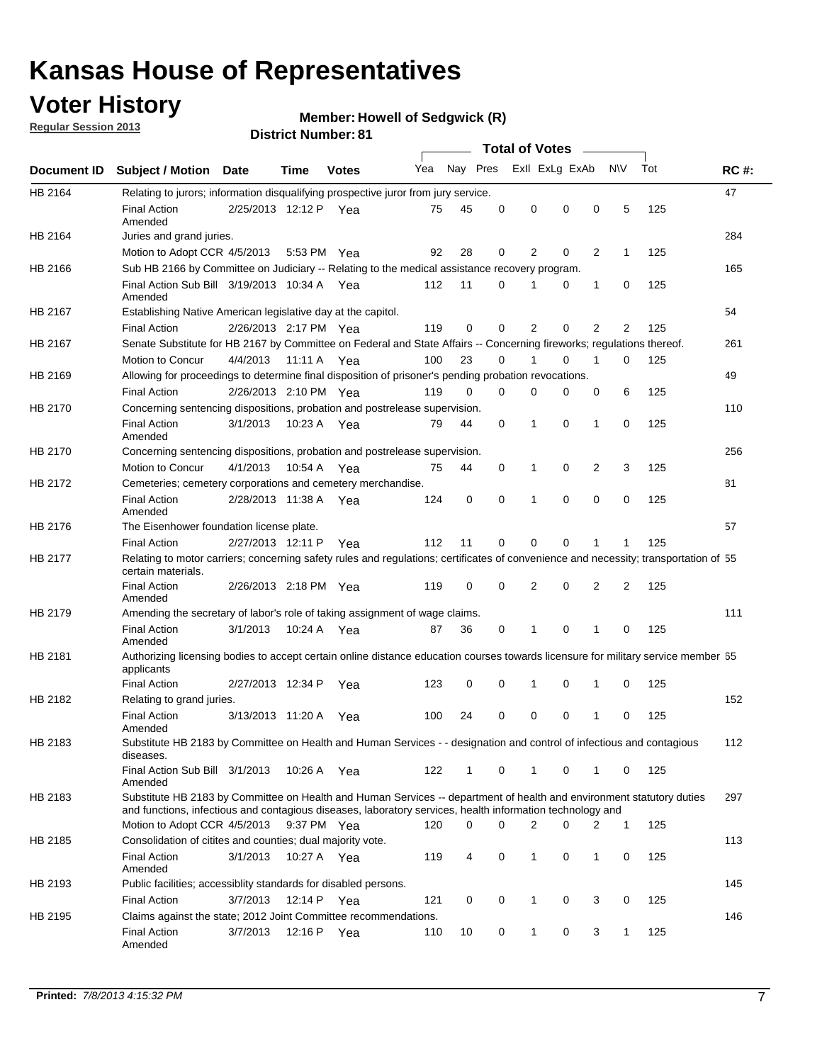# Kansas House of Representatives

## Voter History

**Regular Session 2013**

**Member: Howell of Sedgwick (R)**

**District Number: 81**

| Document ID | Subject / Motion | Date | Time | Votes | Yea | Nay | Pres | ExII | ExLg | ExAb | N\V | Tot | RC #: |
|---|---|---|---|---|---|---|---|---|---|---|---|---|---|
| HB 2164 | Relating to jurors; information disqualifying prospective juror from jury service. | | | | | | | | | | | | 47 |
| | Final Action Amended | 2/25/2013 | 12:12 P | Yea | 75 | 45 | 0 | 0 | 0 | 0 | 5 | 125 | |
| HB 2164 | Juries and grand juries. | | | | | | | | | | | | 284 |
| | Motion to Adopt CCR | 4/5/2013 | 5:53 PM | Yea | 92 | 28 | 0 | 2 | 0 | 2 | 1 | 125 | |
| HB 2166 | Sub HB 2166 by Committee on Judiciary -- Relating to the medical assistance recovery program. | | | | | | | | | | | | 165 |
| | Final Action Sub Bill Amended | 3/19/2013 | 10:34 A | Yea | 112 | 11 | 0 | 1 | 0 | 1 | 0 | 125 | |
| HB 2167 | Establishing Native American legislative day at the capitol. | | | | | | | | | | | | 54 |
| | Final Action | 2/26/2013 | 2:17 PM | Yea | 119 | 0 | 0 | 2 | 0 | 2 | 2 | 125 | |
| HB 2167 | Senate Substitute for HB 2167 by Committee on Federal and State Affairs -- Concerning fireworks; regulations thereof. | | | | | | | | | | | | 261 |
| | Motion to Concur | 4/4/2013 | 11:11 A | Yea | 100 | 23 | 0 | 1 | 0 | 1 | 0 | 125 | |
| HB 2169 | Allowing for proceedings to determine final disposition of prisoner's pending probation revocations. | | | | | | | | | | | | 49 |
| | Final Action | 2/26/2013 | 2:10 PM | Yea | 119 | 0 | 0 | 0 | 0 | 0 | 6 | 125 | |
| HB 2170 | Concerning sentencing dispositions, probation and postrelease supervision. | | | | | | | | | | | | 110 |
| | Final Action Amended | 3/1/2013 | 10:23 A | Yea | 79 | 44 | 0 | 1 | 0 | 1 | 0 | 125 | |
| HB 2170 | Concerning sentencing dispositions, probation and postrelease supervision. | | | | | | | | | | | | 256 |
| | Motion to Concur | 4/1/2013 | 10:54 A | Yea | 75 | 44 | 0 | 1 | 0 | 2 | 3 | 125 | |
| HB 2172 | Cemeteries; cemetery corporations and cemetery merchandise. | | | | | | | | | | | | 81 |
| | Final Action Amended | 2/28/2013 | 11:38 A | Yea | 124 | 0 | 0 | 1 | 0 | 0 | 0 | 125 | |
| HB 2176 | The Eisenhower foundation license plate. | | | | | | | | | | | | 57 |
| | Final Action | 2/27/2013 | 12:11 P | Yea | 112 | 11 | 0 | 0 | 0 | 1 | 1 | 125 | |
| HB 2177 | Relating to motor carriers; concerning safety rules and regulations; certificates of convenience and necessity; transportation of certain materials. | | | | | | | | | | | | 55 |
| | Final Action Amended | 2/26/2013 | 2:18 PM | Yea | 119 | 0 | 0 | 2 | 0 | 2 | 2 | 125 | |
| HB 2179 | Amending the secretary of labor's role of taking assignment of wage claims. | | | | | | | | | | | | 111 |
| | Final Action Amended | 3/1/2013 | 10:24 A | Yea | 87 | 36 | 0 | 1 | 0 | 1 | 0 | 125 | |
| HB 2181 | Authorizing licensing bodies to accept certain online distance education courses towards licensure for military service member applicants | | | | | | | | | | | | 65 |
| | Final Action | 2/27/2013 | 12:34 P | Yea | 123 | 0 | 0 | 1 | 0 | 1 | 0 | 125 | |
| HB 2182 | Relating to grand juries. | | | | | | | | | | | | 152 |
| | Final Action Amended | 3/13/2013 | 11:20 A | Yea | 100 | 24 | 0 | 0 | 0 | 1 | 0 | 125 | |
| HB 2183 | Substitute HB 2183 by Committee on Health and Human Services - - designation and control of infectious and contagious diseases. | | | | | | | | | | | | 112 |
| | Final Action Sub Bill Amended | 3/1/2013 | 10:26 A | Yea | 122 | 1 | 0 | 1 | 0 | 1 | 0 | 125 | |
| HB 2183 | Substitute HB 2183 by Committee on Health and Human Services -- department of health and environment statutory duties and functions, infectious and contagious diseases, laboratory services, health information technology and | | | | | | | | | | | | 297 |
| | Motion to Adopt CCR | 4/5/2013 | 9:37 PM | Yea | 120 | 0 | 0 | 2 | 0 | 2 | 1 | 125 | |
| HB 2185 | Consolidation of citites and counties; dual majority vote. | | | | | | | | | | | | 113 |
| | Final Action Amended | 3/1/2013 | 10:27 A | Yea | 119 | 4 | 0 | 1 | 0 | 1 | 0 | 125 | |
| HB 2193 | Public facilities; accessiblity standards for disabled persons. | | | | | | | | | | | | 145 |
| | Final Action | 3/7/2013 | 12:14 P | Yea | 121 | 0 | 0 | 1 | 0 | 3 | 0 | 125 | |
| HB 2195 | Claims against the state; 2012 Joint Committee recommendations. | | | | | | | | | | | | 146 |
| | Final Action Amended | 3/7/2013 | 12:16 P | Yea | 110 | 10 | 0 | 1 | 0 | 3 | 1 | 125 | |

**Printed:** *7/8/2013 4:15:32 PM*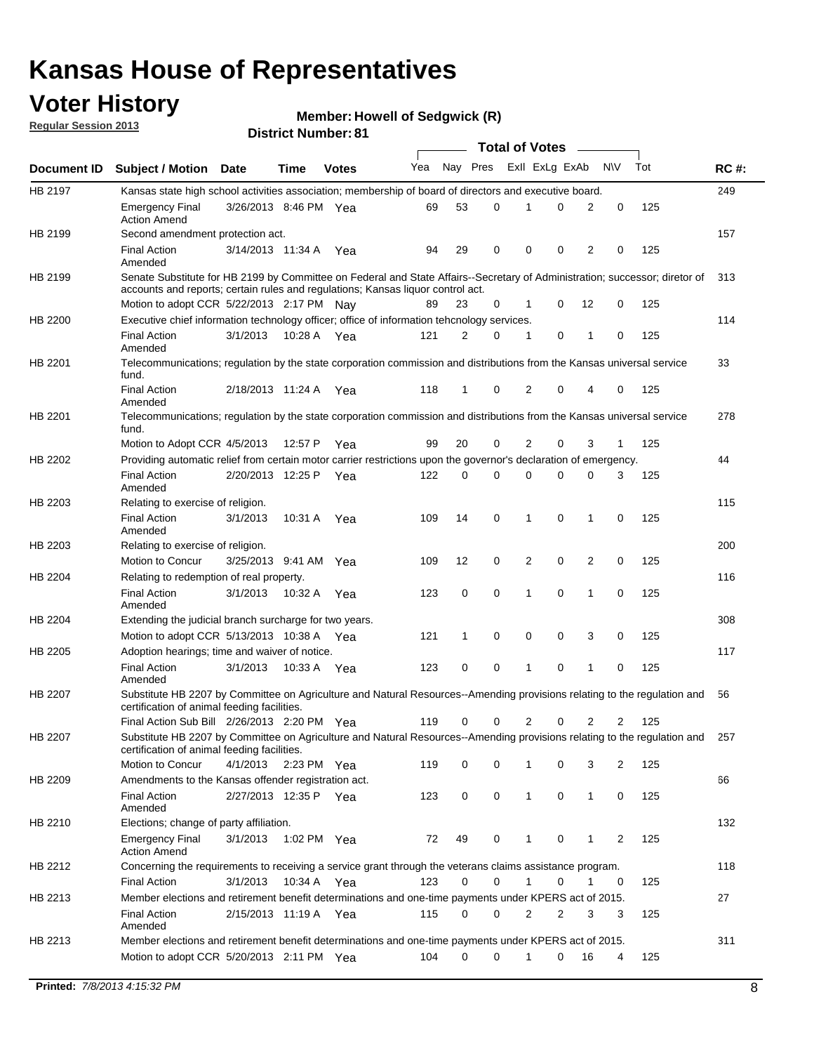# Kansas House of Representatives

## Voter History

**Regular Session 2013**

**Member: Howell of Sedgwick (R)**

**District Number: 81**

| Document ID | Subject / Motion | Date | Time | Votes | Yea | Nay | Pres | ExII | ExLg | ExAb | N\V | Tot | RC #: |
|---|---|---|---|---|---|---|---|---|---|---|---|---|---|
| HB 2197 | Kansas state high school activities association; membership of board of directors and executive board. | | | | | | | | | | | | 249 |
| | Emergency Final Action Amend | 3/26/2013 | 8:46 PM | Yea | 69 | 53 | 0 | 1 | 0 | 2 | 0 | 125 | |
| HB 2199 | Second amendment protection act. | | | | | | | | | | | | 157 |
| | Final Action Amended | 3/14/2013 | 11:34 A | Yea | 94 | 29 | 0 | 0 | 0 | 2 | 0 | 125 | |
| HB 2199 | Senate Substitute for HB 2199 by Committee on Federal and State Affairs--Secretary of Administration; successor; diretor of accounts and reports; certain rules and regulations; Kansas liquor control act. | | | | | | | | | | | | 313 |
| | Motion to adopt CCR | 5/22/2013 | 2:17 PM | Nay | 89 | 23 | 0 | 1 | 0 | 12 | 0 | 125 | |
| HB 2200 | Executive chief information technology officer; office of information tehcnology services. | | | | | | | | | | | | 114 |
| | Final Action Amended | 3/1/2013 | 10:28 A | Yea | 121 | 2 | 0 | 1 | 0 | 1 | 0 | 125 | |
| HB 2201 | Telecommunications; regulation by the state corporation commission and distributions from the Kansas universal service fund. | | | | | | | | | | | | 33 |
| | Final Action Amended | 2/18/2013 | 11:24 A | Yea | 118 | 1 | 0 | 2 | 0 | 4 | 0 | 125 | |
| HB 2201 | Telecommunications; regulation by the state corporation commission and distributions from the Kansas universal service fund. | | | | | | | | | | | | 278 |
| | Motion to Adopt CCR | 4/5/2013 | 12:57 P | Yea | 99 | 20 | 0 | 2 | 0 | 3 | 1 | 125 | |
| HB 2202 | Providing automatic relief from certain motor carrier restrictions upon the governor's declaration of emergency. | | | | | | | | | | | | 44 |
| | Final Action Amended | 2/20/2013 | 12:25 P | Yea | 122 | 0 | 0 | 0 | 0 | 0 | 3 | 125 | |
| HB 2203 | Relating to exercise of religion. | | | | | | | | | | | | 115 |
| | Final Action Amended | 3/1/2013 | 10:31 A | Yea | 109 | 14 | 0 | 1 | 0 | 1 | 0 | 125 | |
| HB 2203 | Relating to exercise of religion. | | | | | | | | | | | | 200 |
| | Motion to Concur | 3/25/2013 | 9:41 AM | Yea | 109 | 12 | 0 | 2 | 0 | 2 | 0 | 125 | |
| HB 2204 | Relating to redemption of real property. | | | | | | | | | | | | 116 |
| | Final Action Amended | 3/1/2013 | 10:32 A | Yea | 123 | 0 | 0 | 1 | 0 | 1 | 0 | 125 | |
| HB 2204 | Extending the judicial branch surcharge for two years. | | | | | | | | | | | | 308 |
| | Motion to adopt CCR | 5/13/2013 | 10:38 A | Yea | 121 | 1 | 0 | 0 | 0 | 3 | 0 | 125 | |
| HB 2205 | Adoption hearings; time and waiver of notice. | | | | | | | | | | | | 117 |
| | Final Action Amended | 3/1/2013 | 10:33 A | Yea | 123 | 0 | 0 | 1 | 0 | 1 | 0 | 125 | |
| HB 2207 | Substitute HB 2207 by Committee on Agriculture and Natural Resources--Amending provisions relating to the regulation and certification of animal feeding facilities. | | | | | | | | | | | | 56 |
| | Final Action Sub Bill | 2/26/2013 | 2:20 PM | Yea | 119 | 0 | 0 | 2 | 0 | 2 | 2 | 125 | |
| HB 2207 | Substitute HB 2207 by Committee on Agriculture and Natural Resources--Amending provisions relating to the regulation and certification of animal feeding facilities. | | | | | | | | | | | | 257 |
| | Motion to Concur | 4/1/2013 | 2:23 PM | Yea | 119 | 0 | 0 | 1 | 0 | 3 | 2 | 125 | |
| HB 2209 | Amendments to the Kansas offender registration act. | | | | | | | | | | | | 66 |
| | Final Action Amended | 2/27/2013 | 12:35 P | Yea | 123 | 0 | 0 | 1 | 0 | 1 | 0 | 125 | |
| HB 2210 | Elections; change of party affiliation. | | | | | | | | | | | | 132 |
| | Emergency Final Action Amend | 3/1/2013 | 1:02 PM | Yea | 72 | 49 | 0 | 1 | 0 | 1 | 2 | 125 | |
| HB 2212 | Concerning the requirements to receiving a service grant through the veterans claims assistance program. | | | | | | | | | | | | 118 |
| | Final Action | 3/1/2013 | 10:34 A | Yea | 123 | 0 | 0 | 1 | 0 | 1 | 0 | 125 | |
| HB 2213 | Member elections and retirement benefit determinations and one-time payments under KPERS act of 2015. | | | | | | | | | | | | 27 |
| | Final Action Amended | 2/15/2013 | 11:19 A | Yea | 115 | 0 | 0 | 2 | 2 | 3 | 3 | 125 | |
| HB 2213 | Member elections and retirement benefit determinations and one-time payments under KPERS act of 2015. | | | | | | | | | | | | 311 |
| | Motion to adopt CCR | 5/20/2013 | 2:11 PM | Yea | 104 | 0 | 0 | 1 | 0 | 16 | 4 | 125 | |

**Printed:** *7/8/2013 4:15:32 PM*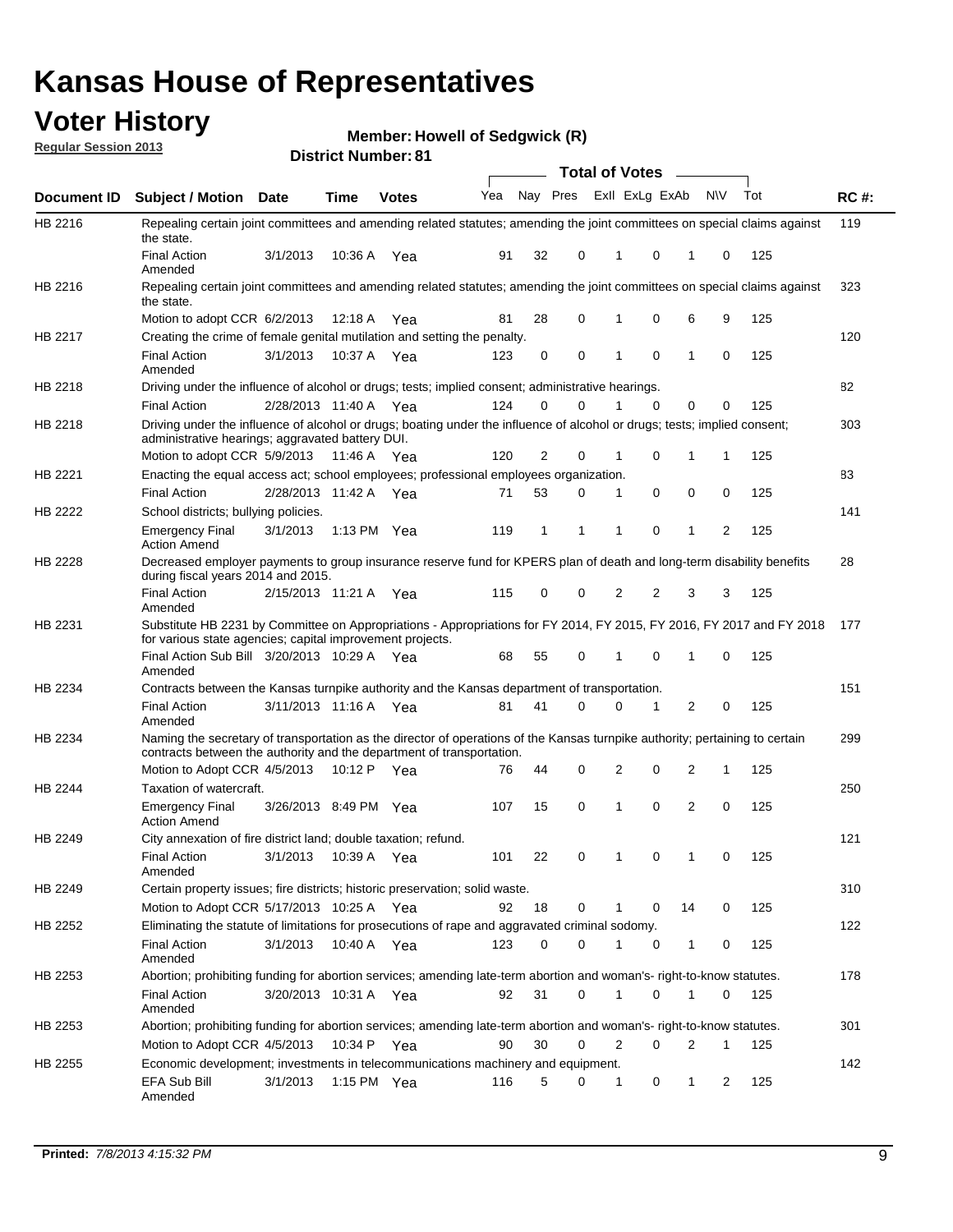# Kansas House of Representatives

## Voter History

**Regular Session 2013**

**Member: Howell of Sedgwick (R)**

**District Number: 81**

| Document ID | Subject / Motion | Date | Time | Votes | Yea | Nay | Pres | ExII | ExLg | ExAb | N\V | Tot | RC #: |
|---|---|---|---|---|---|---|---|---|---|---|---|---|---|
| HB 2216 | Repealing certain joint committees and amending related statutes; amending the joint committees on special claims against the state. | | | | | | | | | | | | 119 |
| | Final Action Amended | 3/1/2013 | 10:36 A | Yea | 91 | 32 | 0 | 1 | 0 | 1 | 0 | 125 | |
| HB 2216 | Repealing certain joint committees and amending related statutes; amending the joint committees on special claims against the state. | | | | | | | | | | | | 323 |
| | Motion to adopt CCR | 6/2/2013 | 12:18 A | Yea | 81 | 28 | 0 | 1 | 0 | 6 | 9 | 125 | |
| HB 2217 | Creating the crime of female genital mutilation and setting the penalty. | | | | | | | | | | | | 120 |
| | Final Action Amended | 3/1/2013 | 10:37 A | Yea | 123 | 0 | 0 | 1 | 0 | 1 | 0 | 125 | |
| HB 2218 | Driving under the influence of alcohol or drugs; tests; implied consent; administrative hearings. | | | | | | | | | | | | 82 |
| | Final Action | 2/28/2013 | 11:40 A | Yea | 124 | 0 | 0 | 1 | 0 | 0 | 0 | 125 | |
| HB 2218 | Driving under the influence of alcohol or drugs; boating under the influence of alcohol or drugs; tests; implied consent; administrative hearings; aggravated battery DUI. | | | | | | | | | | | | 303 |
| | Motion to adopt CCR | 5/9/2013 | 11:46 A | Yea | 120 | 2 | 0 | 1 | 0 | 1 | 1 | 125 | |
| HB 2221 | Enacting the equal access act; school employees; professional employees organization. | | | | | | | | | | | | 83 |
| | Final Action | 2/28/2013 | 11:42 A | Yea | 71 | 53 | 0 | 1 | 0 | 0 | 0 | 125 | |
| HB 2222 | School districts; bullying policies. | | | | | | | | | | | | 141 |
| | Emergency Final Action Amend | 3/1/2013 | 1:13 PM | Yea | 119 | 1 | 1 | 1 | 0 | 1 | 2 | 125 | |
| HB 2228 | Decreased employer payments to group insurance reserve fund for KPERS plan of death and long-term disability benefits during fiscal years 2014 and 2015. | | | | | | | | | | | | 28 |
| | Final Action Amended | 2/15/2013 | 11:21 A | Yea | 115 | 0 | 0 | 2 | 2 | 3 | 3 | 125 | |
| HB 2231 | Substitute HB 2231 by Committee on Appropriations - Appropriations for FY 2014, FY 2015, FY 2016, FY 2017 and FY 2018 for various state agencies; capital improvement projects. | | | | | | | | | | | | 177 |
| | Final Action Sub Bill Amended | 3/20/2013 | 10:29 A | Yea | 68 | 55 | 0 | 1 | 0 | 1 | 0 | 125 | |
| HB 2234 | Contracts between the Kansas turnpike authority and the Kansas department of transportation. | | | | | | | | | | | | 151 |
| | Final Action Amended | 3/11/2013 | 11:16 A | Yea | 81 | 41 | 0 | 0 | 1 | 2 | 0 | 125 | |
| HB 2234 | Naming the secretary of transportation as the director of operations of the Kansas turnpike authority; pertaining to certain contracts between the authority and the department of transportation. | | | | | | | | | | | | 299 |
| | Motion to Adopt CCR | 4/5/2013 | 10:12 P | Yea | 76 | 44 | 0 | 2 | 0 | 2 | 1 | 125 | |
| HB 2244 | Taxation of watercraft. | | | | | | | | | | | | 250 |
| | Emergency Final Action Amend | 3/26/2013 | 8:49 PM | Yea | 107 | 15 | 0 | 1 | 0 | 2 | 0 | 125 | |
| HB 2249 | City annexation of fire district land; double taxation; refund. | | | | | | | | | | | | 121 |
| | Final Action Amended | 3/1/2013 | 10:39 A | Yea | 101 | 22 | 0 | 1 | 0 | 1 | 0 | 125 | |
| HB 2249 | Certain property issues; fire districts; historic preservation; solid waste. | | | | | | | | | | | | 310 |
| | Motion to Adopt CCR | 5/17/2013 | 10:25 A | Yea | 92 | 18 | 0 | 1 | 0 | 14 | 0 | 125 | |
| HB 2252 | Eliminating the statute of limitations for prosecutions of rape and aggravated criminal sodomy. | | | | | | | | | | | | 122 |
| | Final Action Amended | 3/1/2013 | 10:40 A | Yea | 123 | 0 | 0 | 1 | 0 | 1 | 0 | 125 | |
| HB 2253 | Abortion; prohibiting funding for abortion services; amending late-term abortion and woman's- right-to-know statutes. | | | | | | | | | | | | 178 |
| | Final Action Amended | 3/20/2013 | 10:31 A | Yea | 92 | 31 | 0 | 1 | 0 | 1 | 0 | 125 | |
| HB 2253 | Abortion; prohibiting funding for abortion services; amending late-term abortion and woman's- right-to-know statutes. | | | | | | | | | | | | 301 |
| | Motion to Adopt CCR | 4/5/2013 | 10:34 P | Yea | 90 | 30 | 0 | 2 | 0 | 2 | 1 | 125 | |
| HB 2255 | Economic development; investments in telecommunications machinery and equipment. | | | | | | | | | | | | 142 |
| | EFA Sub Bill Amended | 3/1/2013 | 1:15 PM | Yea | 116 | 5 | 0 | 1 | 0 | 1 | 2 | 125 | |

**Printed:** *7/8/2013 4:15:32 PM*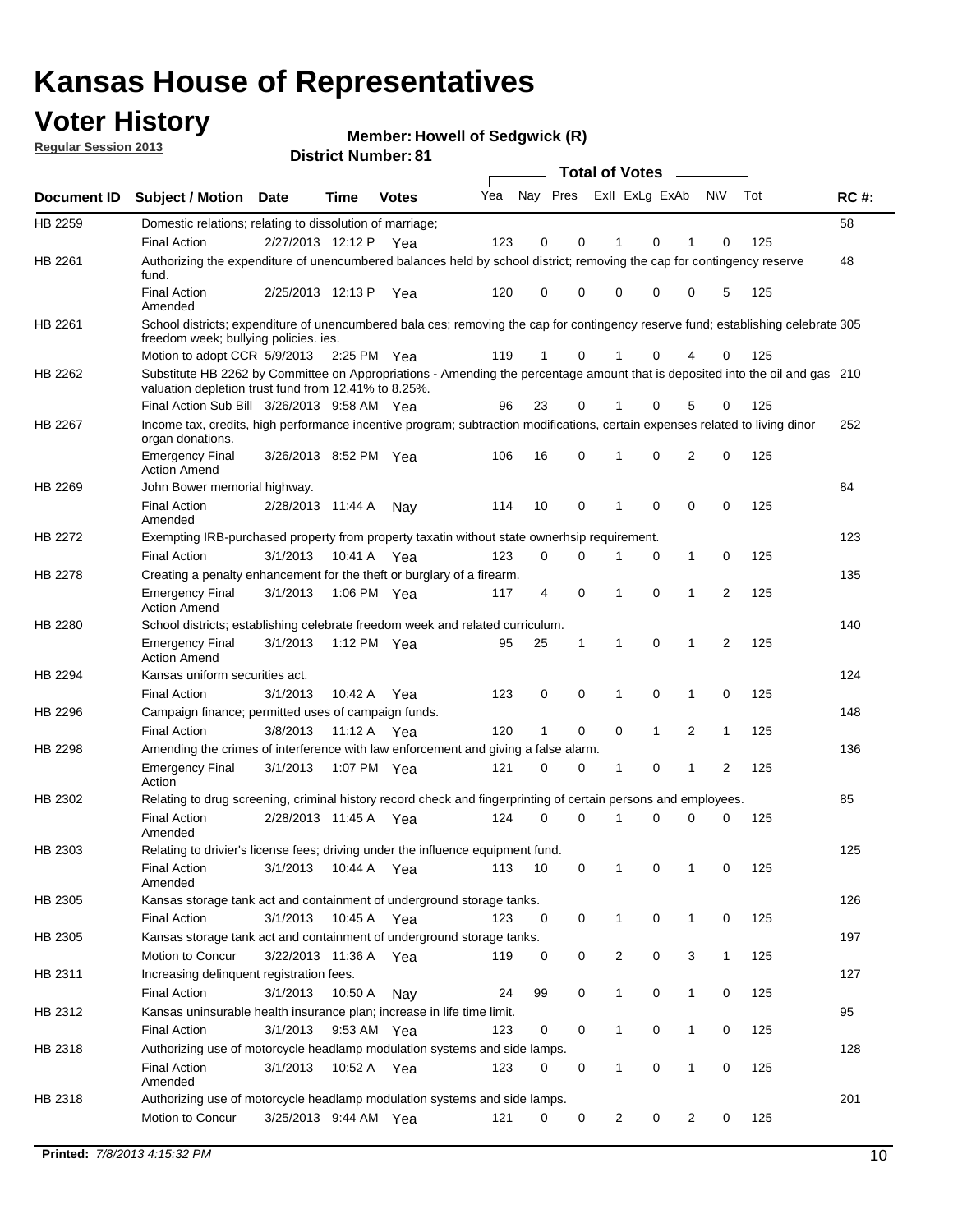# Kansas House of Representatives

## Voter History

**Regular Session 2013**

**Member: Howell of Sedgwick (R)**

**District Number: 81**

| Document ID | Subject / Motion | Date | Time | Votes | Yea | Nay | Pres | ExII | ExLg | ExAb | N\V | Tot | RC #: |
|---|---|---|---|---|---|---|---|---|---|---|---|---|---|
| HB 2259 | Domestic relations; relating to dissolution of marriage; | | | | | | | | | | | | 58 |
| | Final Action | 2/27/2013 | 12:12 P | Yea | 123 | 0 | 0 | 1 | 0 | 1 | 0 | 125 | |
| HB 2261 | Authorizing the expenditure of unencumbered balances held by school district; removing the cap for contingency reserve fund. | | | | | | | | | | | | 48 |
| | Final Action Amended | 2/25/2013 | 12:13 P | Yea | 120 | 0 | 0 | 0 | 0 | 0 | 5 | 125 | |
| HB 2261 | School districts; expenditure of unencumbered bala ces; removing the cap for contingency reserve fund; establishing celebrate freedom week; bullying policies. ies. | | | | | | | | | | | | 305 |
| | Motion to adopt CCR | 5/9/2013 | 2:25 PM | Yea | 119 | 1 | 0 | 1 | 0 | 4 | 0 | 125 | |
| HB 2262 | Substitute HB 2262 by Committee on Appropriations - Amending the percentage amount that is deposited into the oil and gas valuation depletion trust fund from 12.41% to 8.25%. | | | | | | | | | | | | 210 |
| | Final Action Sub Bill | 3/26/2013 | 9:58 AM | Yea | 96 | 23 | 0 | 1 | 0 | 5 | 0 | 125 | |
| HB 2267 | Income tax, credits, high performance incentive program; subtraction modifications, certain expenses related to living dinor organ donations. | | | | | | | | | | | | 252 |
| | Emergency Final Action Amend | 3/26/2013 | 8:52 PM | Yea | 106 | 16 | 0 | 1 | 0 | 2 | 0 | 125 | |
| HB 2269 | John Bower memorial highway. | | | | | | | | | | | | 84 |
| | Final Action Amended | 2/28/2013 | 11:44 A | Nay | 114 | 10 | 0 | 1 | 0 | 0 | 0 | 125 | |
| HB 2272 | Exempting IRB-purchased property from property taxatin without state ownerhsip requirement. | | | | | | | | | | | | 123 |
| | Final Action | 3/1/2013 | 10:41 A | Yea | 123 | 0 | 0 | 1 | 0 | 1 | 0 | 125 | |
| HB 2278 | Creating a penalty enhancement for the theft or burglary of a firearm. | | | | | | | | | | | | 135 |
| | Emergency Final Action Amend | 3/1/2013 | 1:06 PM | Yea | 117 | 4 | 0 | 1 | 0 | 1 | 2 | 125 | |
| HB 2280 | School districts; establishing celebrate freedom week and related curriculum. | | | | | | | | | | | | 140 |
| | Emergency Final Action Amend | 3/1/2013 | 1:12 PM | Yea | 95 | 25 | 1 | 1 | 0 | 1 | 2 | 125 | |
| HB 2294 | Kansas uniform securities act. | | | | | | | | | | | | 124 |
| | Final Action | 3/1/2013 | 10:42 A | Yea | 123 | 0 | 0 | 1 | 0 | 1 | 0 | 125 | |
| HB 2296 | Campaign finance; permitted uses of campaign funds. | | | | | | | | | | | | 148 |
| | Final Action | 3/8/2013 | 11:12 A | Yea | 120 | 1 | 0 | 0 | 1 | 2 | 1 | 125 | |
| HB 2298 | Amending the crimes of interference with law enforcement and giving a false alarm. | | | | | | | | | | | | 136 |
| | Emergency Final Action | 3/1/2013 | 1:07 PM | Yea | 121 | 0 | 0 | 1 | 0 | 1 | 2 | 125 | |
| HB 2302 | Relating to drug screening, criminal history record check and fingerprinting of certain persons and employees. | | | | | | | | | | | | 85 |
| | Final Action Amended | 2/28/2013 | 11:45 A | Yea | 124 | 0 | 0 | 1 | 0 | 0 | 0 | 125 | |
| HB 2303 | Relating to drivier's license fees; driving under the influence equipment fund. | | | | | | | | | | | | 125 |
| | Final Action Amended | 3/1/2013 | 10:44 A | Yea | 113 | 10 | 0 | 1 | 0 | 1 | 0 | 125 | |
| HB 2305 | Kansas storage tank act and containment of underground storage tanks. | | | | | | | | | | | | 126 |
| | Final Action | 3/1/2013 | 10:45 A | Yea | 123 | 0 | 0 | 1 | 0 | 1 | 0 | 125 | |
| HB 2305 | Kansas storage tank act and containment of underground storage tanks. | | | | | | | | | | | | 197 |
| | Motion to Concur | 3/22/2013 | 11:36 A | Yea | 119 | 0 | 0 | 2 | 0 | 3 | 1 | 125 | |
| HB 2311 | Increasing delinquent registration fees. | | | | | | | | | | | | 127 |
| | Final Action | 3/1/2013 | 10:50 A | Nay | 24 | 99 | 0 | 1 | 0 | 1 | 0 | 125 | |
| HB 2312 | Kansas uninsurable health insurance plan; increase in life time limit. | | | | | | | | | | | | 95 |
| | Final Action | 3/1/2013 | 9:53 AM | Yea | 123 | 0 | 0 | 1 | 0 | 1 | 0 | 125 | |
| HB 2318 | Authorizing use of motorcycle headlamp modulation systems and side lamps. | | | | | | | | | | | | 128 |
| | Final Action Amended | 3/1/2013 | 10:52 A | Yea | 123 | 0 | 0 | 1 | 0 | 1 | 0 | 125 | |
| HB 2318 | Authorizing use of motorcycle headlamp modulation systems and side lamps. | | | | | | | | | | | | 201 |
| | Motion to Concur | 3/25/2013 | 9:44 AM | Yea | 121 | 0 | 0 | 2 | 0 | 2 | 0 | 125 | |

**Printed:** *7/8/2013 4:15:32 PM*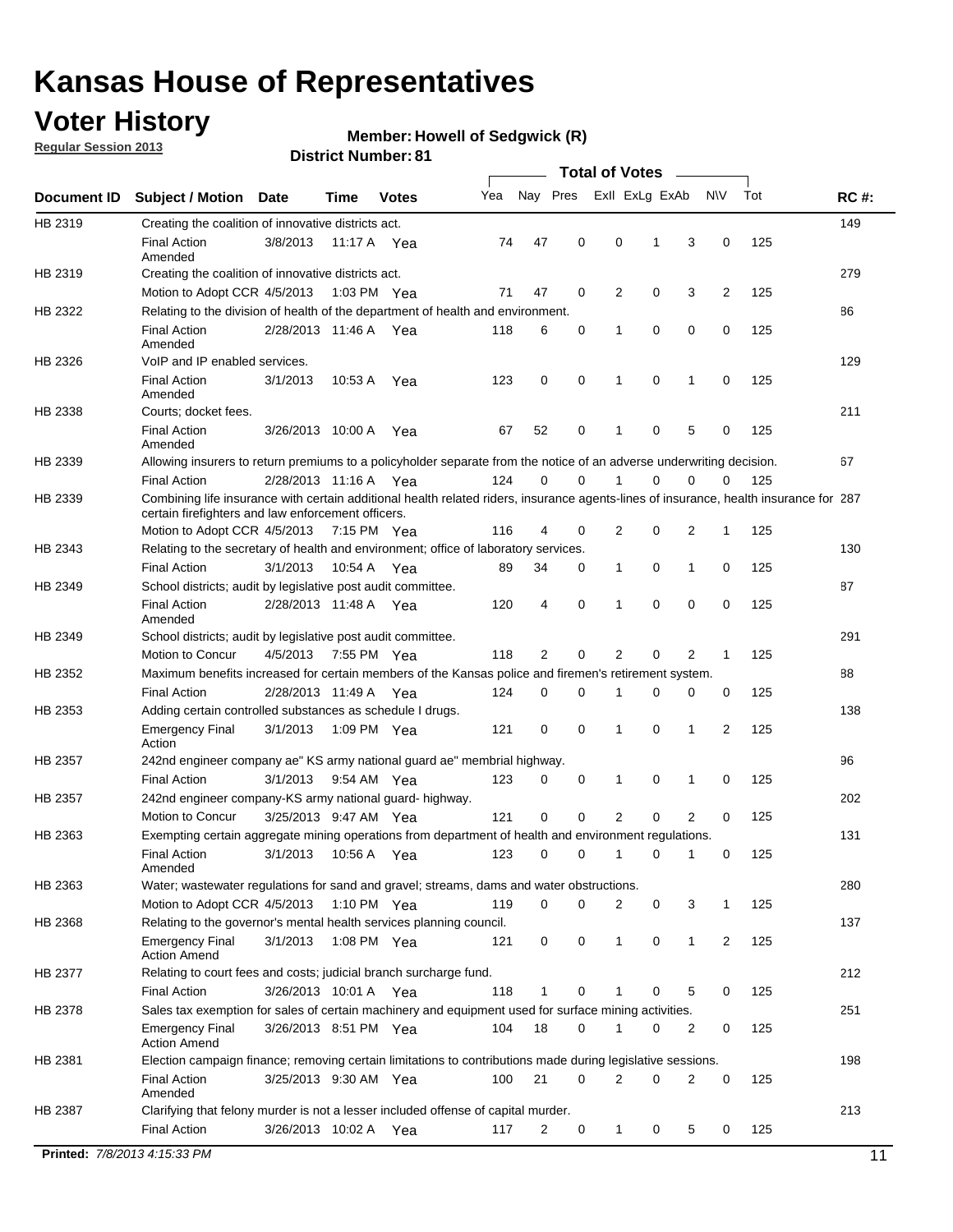# Kansas House of Representatives

## Voter History

**Regular Session 2013**

**Member: Howell of Sedgwick (R)**

**District Number: 81**

| Document ID | Subject / Motion | Date | Time | Votes | Yea | Nay | Pres | ExII | ExLg | ExAb | N\V | Tot | RC #: |
|---|---|---|---|---|---|---|---|---|---|---|---|---|---|
| HB 2319 | Creating the coalition of innovative districts act. | | | | | | | | | | | | 149 |
| | Final Action Amended | 3/8/2013 | 11:17 A | Yea | 74 | 47 | 0 | 0 | 1 | 3 | 0 | 125 | |
| HB 2319 | Creating the coalition of innovative districts act. | | | | | | | | | | | | 279 |
| | Motion to Adopt CCR | 4/5/2013 | 1:03 PM | Yea | 71 | 47 | 0 | 2 | 0 | 3 | 2 | 125 | |
| HB 2322 | Relating to the division of health of the department of health and environment. | | | | | | | | | | | | 86 |
| | Final Action Amended | 2/28/2013 | 11:46 A | Yea | 118 | 6 | 0 | 1 | 0 | 0 | 0 | 125 | |
| HB 2326 | VoIP and IP enabled services. | | | | | | | | | | | | 129 |
| | Final Action Amended | 3/1/2013 | 10:53 A | Yea | 123 | 0 | 0 | 1 | 0 | 1 | 0 | 125 | |
| HB 2338 | Courts; docket fees. | | | | | | | | | | | | 211 |
| | Final Action Amended | 3/26/2013 | 10:00 A | Yea | 67 | 52 | 0 | 1 | 0 | 5 | 0 | 125 | |
| HB 2339 | Allowing insurers to return premiums to a policyholder separate from the notice of an adverse underwriting decision. | | | | | | | | | | | | 67 |
| | Final Action | 2/28/2013 | 11:16 A | Yea | 124 | 0 | 0 | 1 | 0 | 0 | 0 | 125 | |
| HB 2339 | Combining life insurance with certain additional health related riders, insurance agents-lines of insurance, health insurance for certain firefighters and law enforcement officers. | | | | | | | | | | | | 287 |
| | Motion to Adopt CCR | 4/5/2013 | 7:15 PM | Yea | 116 | 4 | 0 | 2 | 0 | 2 | 1 | 125 | |
| HB 2343 | Relating to the secretary of health and environment; office of laboratory services. | | | | | | | | | | | | 130 |
| | Final Action | 3/1/2013 | 10:54 A | Yea | 89 | 34 | 0 | 1 | 0 | 1 | 0 | 125 | |
| HB 2349 | School districts; audit by legislative post audit committee. | | | | | | | | | | | | 87 |
| | Final Action Amended | 2/28/2013 | 11:48 A | Yea | 120 | 4 | 0 | 1 | 0 | 0 | 0 | 125 | |
| HB 2349 | School districts; audit by legislative post audit committee. | | | | | | | | | | | | 291 |
| | Motion to Concur | 4/5/2013 | 7:55 PM | Yea | 118 | 2 | 0 | 2 | 0 | 2 | 1 | 125 | |
| HB 2352 | Maximum benefits increased for certain members of the Kansas police and firemen's retirement system. | | | | | | | | | | | | 88 |
| | Final Action | 2/28/2013 | 11:49 A | Yea | 124 | 0 | 0 | 1 | 0 | 0 | 0 | 125 | |
| HB 2353 | Adding certain controlled substances as schedule I drugs. | | | | | | | | | | | | 138 |
| | Emergency Final Action | 3/1/2013 | 1:09 PM | Yea | 121 | 0 | 0 | 1 | 0 | 1 | 2 | 125 | |
| HB 2357 | 242nd engineer company ae" KS army national guard ae" membrial highway. | | | | | | | | | | | | 96 |
| | Final Action | 3/1/2013 | 9:54 AM | Yea | 123 | 0 | 0 | 1 | 0 | 1 | 0 | 125 | |
| HB 2357 | 242nd engineer company-KS army national guard- highway. | | | | | | | | | | | | 202 |
| | Motion to Concur | 3/25/2013 | 9:47 AM | Yea | 121 | 0 | 0 | 2 | 0 | 2 | 0 | 125 | |
| HB 2363 | Exempting certain aggregate mining operations from department of health and environment regulations. | | | | | | | | | | | | 131 |
| | Final Action Amended | 3/1/2013 | 10:56 A | Yea | 123 | 0 | 0 | 1 | 0 | 1 | 0 | 125 | |
| HB 2363 | Water; wastewater regulations for sand and gravel; streams, dams and water obstructions. | | | | | | | | | | | | 280 |
| | Motion to Adopt CCR | 4/5/2013 | 1:10 PM | Yea | 119 | 0 | 0 | 2 | 0 | 3 | 1 | 125 | |
| HB 2368 | Relating to the governor's mental health services planning council. | | | | | | | | | | | | 137 |
| | Emergency Final Action Amend | 3/1/2013 | 1:08 PM | Yea | 121 | 0 | 0 | 1 | 0 | 1 | 2 | 125 | |
| HB 2377 | Relating to court fees and costs; judicial branch surcharge fund. | | | | | | | | | | | | 212 |
| | Final Action | 3/26/2013 | 10:01 A | Yea | 118 | 1 | 0 | 1 | 0 | 5 | 0 | 125 | |
| HB 2378 | Sales tax exemption for sales of certain machinery and equipment used for surface mining activities. | | | | | | | | | | | | 251 |
| | Emergency Final Action Amend | 3/26/2013 | 8:51 PM | Yea | 104 | 18 | 0 | 1 | 0 | 2 | 0 | 125 | |
| HB 2381 | Election campaign finance; removing certain limitations to contributions made during legislative sessions. | | | | | | | | | | | | 198 |
| | Final Action Amended | 3/25/2013 | 9:30 AM | Yea | 100 | 21 | 0 | 2 | 0 | 2 | 0 | 125 | |
| HB 2387 | Clarifying that felony murder is not a lesser included offense of capital murder. | | | | | | | | | | | | 213 |
| | Final Action | 3/26/2013 | 10:02 A | Yea | 117 | 2 | 0 | 1 | 0 | 5 | 0 | 125 | |

**Printed:** *7/8/2013 4:15:33 PM*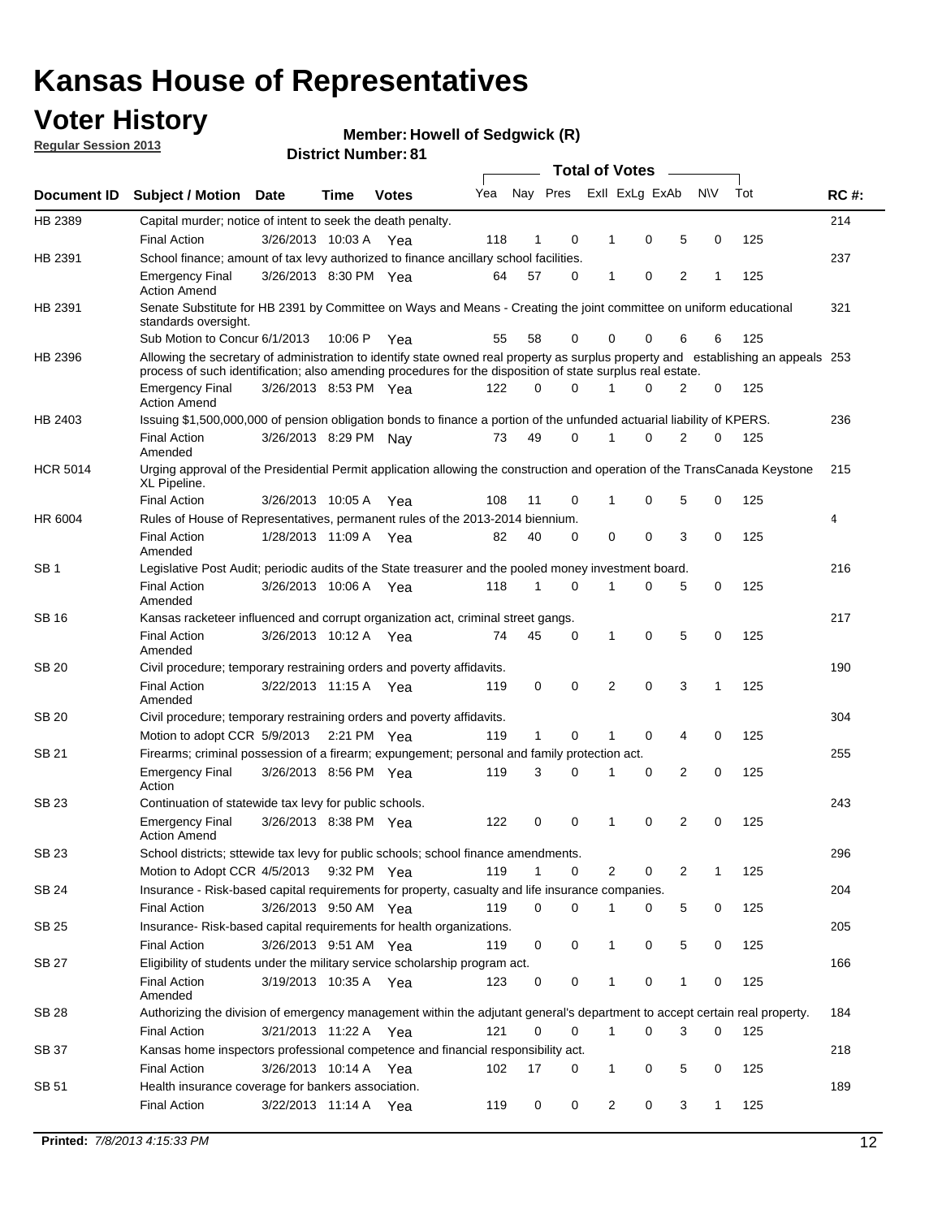# Kansas House of Representatives

## Voter History

**Regular Session 2013**

**Member: Howell of Sedgwick (R)**

**District Number: 81**

| Document ID | Subject / Motion | Date | Time | Votes | Yea | Nay | Pres | ExII | ExLg | ExAb | N\V | Tot | RC #: |
|---|---|---|---|---|---|---|---|---|---|---|---|---|---|
| HB 2389 | Capital murder; notice of intent to seek the death penalty. | | | | | | | | | | | | 214 |
| | Final Action | 3/26/2013 | 10:03 A | Yea | 118 | 1 | 0 | 1 | 0 | 5 | 0 | 125 | |
| HB 2391 | School finance; amount of tax levy authorized to finance ancillary school facilities. | | | | | | | | | | | | 237 |
| | Emergency Final Action Amend | 3/26/2013 | 8:30 PM | Yea | 64 | 57 | 0 | 1 | 0 | 2 | 1 | 125 | |
| HB 2391 | Senate Substitute for HB 2391 by Committee on Ways and Means - Creating the joint committee on uniform educational standards oversight. | | | | | | | | | | | | 321 |
| | Sub Motion to Concur | 6/1/2013 | 10:06 P | Yea | 55 | 58 | 0 | 0 | 0 | 6 | 6 | 125 | |
| HB 2396 | Allowing the secretary of administration to identify state owned real property as surplus property and establishing an appeals process of such identification; also amending procedures for the disposition of state surplus real estate. | | | | | | | | | | | | 253 |
| | Emergency Final Action Amend | 3/26/2013 | 8:53 PM | Yea | 122 | 0 | 0 | 1 | 0 | 2 | 0 | 125 | |
| HB 2403 | Issuing $1,500,000,000 of pension obligation bonds to finance a portion of the unfunded actuarial liability of KPERS. | | | | | | | | | | | | 236 |
| | Final Action Amended | 3/26/2013 | 8:29 PM | Nay | 73 | 49 | 0 | 1 | 0 | 2 | 0 | 125 | |
| HCR 5014 | Urging approval of the Presidential Permit application allowing the construction and operation of the TransCanada Keystone XL Pipeline. | | | | | | | | | | | | 215 |
| | Final Action | 3/26/2013 | 10:05 A | Yea | 108 | 11 | 0 | 1 | 0 | 5 | 0 | 125 | |
| HR 6004 | Rules of House of Representatives, permanent rules of the 2013-2014 biennium. | | | | | | | | | | | | 4 |
| | Final Action Amended | 1/28/2013 | 11:09 A | Yea | 82 | 40 | 0 | 0 | 0 | 3 | 0 | 125 | |
| SB 1 | Legislative Post Audit; periodic audits of the State treasurer and the pooled money investment board. | | | | | | | | | | | | 216 |
| | Final Action Amended | 3/26/2013 | 10:06 A | Yea | 118 | 1 | 0 | 1 | 0 | 5 | 0 | 125 | |
| SB 16 | Kansas racketeer influenced and corrupt organization act, criminal street gangs. | | | | | | | | | | | | 217 |
| | Final Action Amended | 3/26/2013 | 10:12 A | Yea | 74 | 45 | 0 | 1 | 0 | 5 | 0 | 125 | |
| SB 20 | Civil procedure; temporary restraining orders and poverty affidavits. | | | | | | | | | | | | 190 |
| | Final Action Amended | 3/22/2013 | 11:15 A | Yea | 119 | 0 | 0 | 2 | 0 | 3 | 1 | 125 | |
| SB 20 | Civil procedure; temporary restraining orders and poverty affidavits. | | | | | | | | | | | | 304 |
| | Motion to adopt CCR | 5/9/2013 | 2:21 PM | Yea | 119 | 1 | 0 | 1 | 0 | 4 | 0 | 125 | |
| SB 21 | Firearms; criminal possession of a firearm; expungement; personal and family protection act. | | | | | | | | | | | | 255 |
| | Emergency Final Action | 3/26/2013 | 8:56 PM | Yea | 119 | 3 | 0 | 1 | 0 | 2 | 0 | 125 | |
| SB 23 | Continuation of statewide tax levy for public schools. | | | | | | | | | | | | 243 |
| | Emergency Final Action Amend | 3/26/2013 | 8:38 PM | Yea | 122 | 0 | 0 | 1 | 0 | 2 | 0 | 125 | |
| SB 23 | School districts; sttewide tax levy for public schools; school finance amendments. | | | | | | | | | | | | 296 |
| | Motion to Adopt CCR | 4/5/2013 | 9:32 PM | Yea | 119 | 1 | 0 | 2 | 0 | 2 | 1 | 125 | |
| SB 24 | Insurance - Risk-based capital requirements for property, casualty and life insurance companies. | | | | | | | | | | | | 204 |
| | Final Action | 3/26/2013 | 9:50 AM | Yea | 119 | 0 | 0 | 1 | 0 | 5 | 0 | 125 | |
| SB 25 | Insurance- Risk-based capital requirements for health organizations. | | | | | | | | | | | | 205 |
| | Final Action | 3/26/2013 | 9:51 AM | Yea | 119 | 0 | 0 | 1 | 0 | 5 | 0 | 125 | |
| SB 27 | Eligibility of students under the military service scholarship program act. | | | | | | | | | | | | 166 |
| | Final Action Amended | 3/19/2013 | 10:35 A | Yea | 123 | 0 | 0 | 1 | 0 | 1 | 0 | 125 | |
| SB 28 | Authorizing the division of emergency management within the adjutant general's department to accept certain real property. | | | | | | | | | | | | 184 |
| | Final Action | 3/21/2013 | 11:22 A | Yea | 121 | 0 | 0 | 1 | 0 | 3 | 0 | 125 | |
| SB 37 | Kansas home inspectors professional competence and financial responsibility act. | | | | | | | | | | | | 218 |
| | Final Action | 3/26/2013 | 10:14 A | Yea | 102 | 17 | 0 | 1 | 0 | 5 | 0 | 125 | |
| SB 51 | Health insurance coverage for bankers association. | | | | | | | | | | | | 189 |
| | Final Action | 3/22/2013 | 11:14 A | Yea | 119 | 0 | 0 | 2 | 0 | 3 | 1 | 125 | |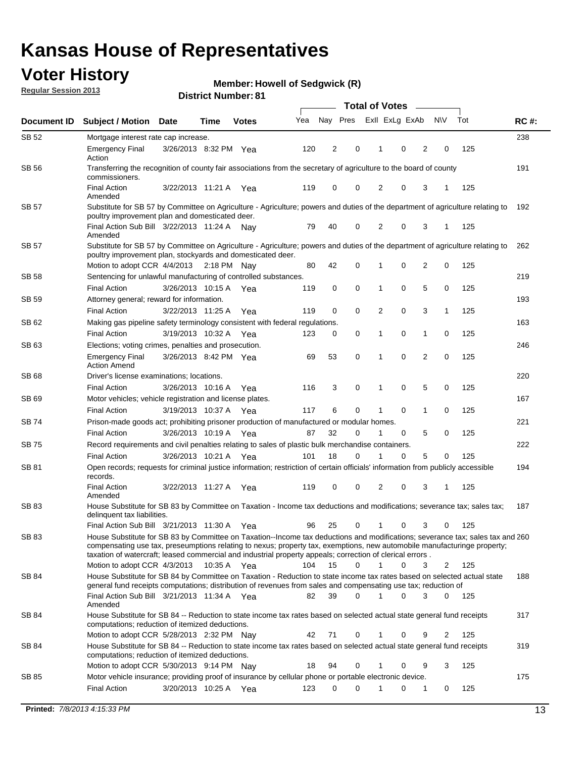# Kansas House of Representatives

## Voter History

**Regular Session 2013**

**Member: Howell of Sedgwick (R)**

**District Number: 81**

| Document ID | Subject / Motion | Date | Time | Votes | Yea | Nay | Pres | ExII | ExLg | ExAb | N\V | Tot | RC #: |
|---|---|---|---|---|---|---|---|---|---|---|---|---|---|
| SB 52 | Mortgage interest rate cap increase. | | | | | | | | | | | | 238 |
| | Emergency Final Action | 3/26/2013 | 8:32 PM | Yea | 120 | 2 | 0 | 1 | 0 | 2 | 0 | 125 | |
| SB 56 | Transferring the recognition of county fair associations from the secretary of agriculture to the board of county commissioners. | | | | | | | | | | | | 191 |
| | Final Action Amended | 3/22/2013 | 11:21 A | Yea | 119 | 0 | 0 | 2 | 0 | 3 | 1 | 125 | |
| SB 57 | Substitute for SB 57 by Committee on Agriculture - Agriculture; powers and duties of the department of agriculture relating to poultry improvement plan and domesticated deer. | | | | | | | | | | | | 192 |
| | Final Action Sub Bill Amended | 3/22/2013 | 11:24 A | Nay | 79 | 40 | 0 | 2 | 0 | 3 | 1 | 125 | |
| SB 57 | Substitute for SB 57 by Committee on Agriculture - Agriculture; powers and duties of the department of agriculture relating to poultry improvement plan, stockyards and domesticated deer. | | | | | | | | | | | | 262 |
| | Motion to adopt CCR | 4/4/2013 | 2:18 PM | Nay | 80 | 42 | 0 | 1 | 0 | 2 | 0 | 125 | |
| SB 58 | Sentencing for unlawful manufacturing of controlled substances. | | | | | | | | | | | | 219 |
| | Final Action | 3/26/2013 | 10:15 A | Yea | 119 | 0 | 0 | 1 | 0 | 5 | 0 | 125 | |
| SB 59 | Attorney general; reward for information. | | | | | | | | | | | | 193 |
| | Final Action | 3/22/2013 | 11:25 A | Yea | 119 | 0 | 0 | 2 | 0 | 3 | 1 | 125 | |
| SB 62 | Making gas pipeline safety terminology consistent with federal regulations. | | | | | | | | | | | | 163 |
| | Final Action | 3/19/2013 | 10:32 A | Yea | 123 | 0 | 0 | 1 | 0 | 1 | 0 | 125 | |
| SB 63 | Elections; voting crimes, penalties and prosecution. | | | | | | | | | | | | 246 |
| | Emergency Final Action Amend | 3/26/2013 | 8:42 PM | Yea | 69 | 53 | 0 | 1 | 0 | 2 | 0 | 125 | |
| SB 68 | Driver's license examinations; locations. | | | | | | | | | | | | 220 |
| | Final Action | 3/26/2013 | 10:16 A | Yea | 116 | 3 | 0 | 1 | 0 | 5 | 0 | 125 | |
| SB 69 | Motor vehicles; vehicle registration and license plates. | | | | | | | | | | | | 167 |
| | Final Action | 3/19/2013 | 10:37 A | Yea | 117 | 6 | 0 | 1 | 0 | 1 | 0 | 125 | |
| SB 74 | Prison-made goods act; prohibiting prisoner production of manufactured or modular homes. | | | | | | | | | | | | 221 |
| | Final Action | 3/26/2013 | 10:19 A | Yea | 87 | 32 | 0 | 1 | 0 | 5 | 0 | 125 | |
| SB 75 | Record requirements and civil penalties relating to sales of plastic bulk merchandise containers. | | | | | | | | | | | | 222 |
| | Final Action | 3/26/2013 | 10:21 A | Yea | 101 | 18 | 0 | 1 | 0 | 5 | 0 | 125 | |
| SB 81 | Open records; requests for criminal justice information; restriction of certain officials' information from publicly accessible records. | | | | | | | | | | | | 194 |
| | Final Action Amended | 3/22/2013 | 11:27 A | Yea | 119 | 0 | 0 | 2 | 0 | 3 | 1 | 125 | |
| SB 83 | House Substitute for SB 83 by Committee on Taxation - Income tax deductions and modifications; severance tax; sales tax; delinquent tax liabilities. | | | | | | | | | | | | 187 |
| | Final Action Sub Bill | 3/21/2013 | 11:30 A | Yea | 96 | 25 | 0 | 1 | 0 | 3 | 0 | 125 | |
| SB 83 | House Substitute for SB 83 by Committee on Taxation--Income tax deductions and modifications; severance tax; sales tax and compensating use tax, preseumptions relating to nexus; property tax, exemptions, new automobile manufacturinge property; taxation of watercraft; leased commercial and industrial property appeals; correction of clerical errors . | | | | | | | | | | | | 260 |
| | Motion to adopt CCR | 4/3/2013 | 10:35 A | Yea | 104 | 15 | 0 | 1 | 0 | 3 | 2 | 125 | |
| SB 84 | House Substitute for SB 84 by Committee on Taxation - Reduction to state income tax rates based on selected actual state general fund receipts computations; distribution of revenues from sales and compensating use tax; reduction of | | | | | | | | | | | | 188 |
| | Final Action Sub Bill Amended | 3/21/2013 | 11:34 A | Yea | 82 | 39 | 0 | 1 | 0 | 3 | 0 | 125 | |
| SB 84 | House Substitute for SB 84 -- Reduction to state income tax rates based on selected actual state general fund receipts computations; reduction of itemized deductions. | | | | | | | | | | | | 317 |
| | Motion to adopt CCR | 5/28/2013 | 2:32 PM | Nay | 42 | 71 | 0 | 1 | 0 | 9 | 2 | 125 | |
| SB 84 | House Substitute for SB 84 -- Reduction to state income tax rates based on selected actual state general fund receipts computations; reduction of itemized deductions. | | | | | | | | | | | | 319 |
| | Motion to adopt CCR | 5/30/2013 | 9:14 PM | Nay | 18 | 94 | 0 | 1 | 0 | 9 | 3 | 125 | |
| SB 85 | Motor vehicle insurance; providing proof of insurance by cellular phone or portable electronic device. | | | | | | | | | | | | 175 |
| | Final Action | 3/20/2013 | 10:25 A | Yea | 123 | 0 | 0 | 1 | 0 | 1 | 0 | 125 | |

**Printed:** *7/8/2013 4:15:33 PM*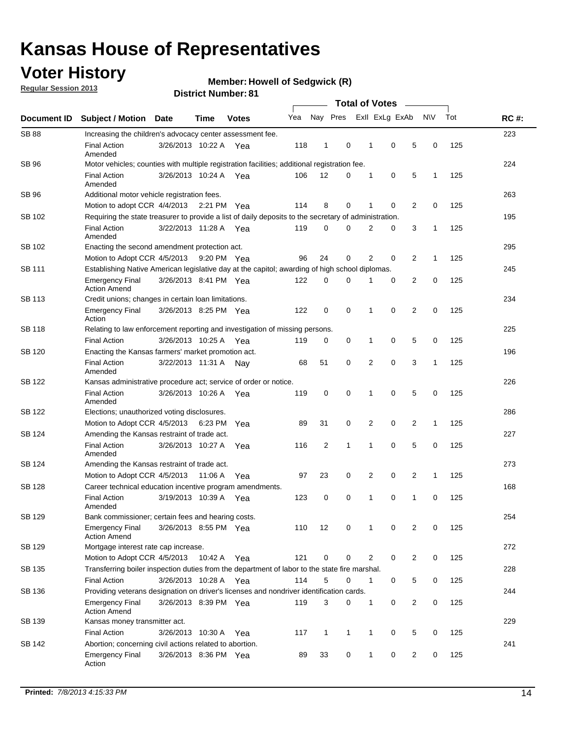# Kansas House of Representatives

## Voter History

**Regular Session 2013**

**Member: Howell of Sedgwick (R)**

**District Number: 81**

| Document ID | Subject / Motion | Date | Time | Votes | Yea | Nay | Pres | ExII | ExLg | ExAb | N\V | Tot | RC #: |
|---|---|---|---|---|---|---|---|---|---|---|---|---|---|
| SB 88 | Increasing the children's advocacy center assessment fee. | | | | | | | | | | | | 223 |
| | Final Action Amended | 3/26/2013 | 10:22 A | Yea | 118 | 1 | 0 | 1 | 0 | 5 | 0 | 125 | |
| SB 96 | Motor vehicles; counties with multiple registration facilities; additional registration fee. | | | | | | | | | | | | 224 |
| | Final Action Amended | 3/26/2013 | 10:24 A | Yea | 106 | 12 | 0 | 1 | 0 | 5 | 1 | 125 | |
| SB 96 | Additional motor vehicle registration fees. | | | | | | | | | | | | 263 |
| | Motion to adopt CCR | 4/4/2013 | 2:21 PM | Yea | 114 | 8 | 0 | 1 | 0 | 2 | 0 | 125 | |
| SB 102 | Requiring the state treasurer to provide a list of daily deposits to the secretary of administration. | | | | | | | | | | | | 195 |
| | Final Action Amended | 3/22/2013 | 11:28 A | Yea | 119 | 0 | 0 | 2 | 0 | 3 | 1 | 125 | |
| SB 102 | Enacting the second amendment protection act. | | | | | | | | | | | | 295 |
| | Motion to Adopt CCR | 4/5/2013 | 9:20 PM | Yea | 96 | 24 | 0 | 2 | 0 | 2 | 1 | 125 | |
| SB 111 | Establishing Native American legislative day at the capitol; awarding of high school diplomas. | | | | | | | | | | | | 245 |
| | Emergency Final Action Amend | 3/26/2013 | 8:41 PM | Yea | 122 | 0 | 0 | 1 | 0 | 2 | 0 | 125 | |
| SB 113 | Credit unions; changes in certain loan limitations. | | | | | | | | | | | | 234 |
| | Emergency Final Action | 3/26/2013 | 8:25 PM | Yea | 122 | 0 | 0 | 1 | 0 | 2 | 0 | 125 | |
| SB 118 | Relating to law enforcement reporting and investigation of missing persons. | | | | | | | | | | | | 225 |
| | Final Action | 3/26/2013 | 10:25 A | Yea | 119 | 0 | 0 | 1 | 0 | 5 | 0 | 125 | |
| SB 120 | Enacting the Kansas farmers' market promotion act. | | | | | | | | | | | | 196 |
| | Final Action Amended | 3/22/2013 | 11:31 A | Nay | 68 | 51 | 0 | 2 | 0 | 3 | 1 | 125 | |
| SB 122 | Kansas administrative procedure act; service of order or notice. | | | | | | | | | | | | 226 |
| | Final Action Amended | 3/26/2013 | 10:26 A | Yea | 119 | 0 | 0 | 1 | 0 | 5 | 0 | 125 | |
| SB 122 | Elections; unauthorized voting disclosures. | | | | | | | | | | | | 286 |
| | Motion to Adopt CCR | 4/5/2013 | 6:23 PM | Yea | 89 | 31 | 0 | 2 | 0 | 2 | 1 | 125 | |
| SB 124 | Amending the Kansas restraint of trade act. | | | | | | | | | | | | 227 |
| | Final Action Amended | 3/26/2013 | 10:27 A | Yea | 116 | 2 | 1 | 1 | 0 | 5 | 0 | 125 | |
| SB 124 | Amending the Kansas restraint of trade act. | | | | | | | | | | | | 273 |
| | Motion to Adopt CCR | 4/5/2013 | 11:06 A | Yea | 97 | 23 | 0 | 2 | 0 | 2 | 1 | 125 | |
| SB 128 | Career technical education incentive program amendments. | | | | | | | | | | | | 168 |
| | Final Action Amended | 3/19/2013 | 10:39 A | Yea | 123 | 0 | 0 | 1 | 0 | 1 | 0 | 125 | |
| SB 129 | Bank commissioner; certain fees and hearing costs. | | | | | | | | | | | | 254 |
| | Emergency Final Action Amend | 3/26/2013 | 8:55 PM | Yea | 110 | 12 | 0 | 1 | 0 | 2 | 0 | 125 | |
| SB 129 | Mortgage interest rate cap increase. | | | | | | | | | | | | 272 |
| | Motion to Adopt CCR | 4/5/2013 | 10:42 A | Yea | 121 | 0 | 0 | 2 | 0 | 2 | 0 | 125 | |
| SB 135 | Transferring boiler inspection duties from the department of labor to the state fire marshal. | | | | | | | | | | | | 228 |
| | Final Action | 3/26/2013 | 10:28 A | Yea | 114 | 5 | 0 | 1 | 0 | 5 | 0 | 125 | |
| SB 136 | Providing veterans designation on driver's licenses and nondriver identification cards. | | | | | | | | | | | | 244 |
| | Emergency Final Action Amend | 3/26/2013 | 8:39 PM | Yea | 119 | 3 | 0 | 1 | 0 | 2 | 0 | 125 | |
| SB 139 | Kansas money transmitter act. | | | | | | | | | | | | 229 |
| | Final Action | 3/26/2013 | 10:30 A | Yea | 117 | 1 | 1 | 1 | 0 | 5 | 0 | 125 | |
| SB 142 | Abortion; concerning civil actions related to abortion. | | | | | | | | | | | | 241 |
| | Emergency Final Action | 3/26/2013 | 8:36 PM | Yea | 89 | 33 | 0 | 1 | 0 | 2 | 0 | 125 | |

**Printed:** *7/8/2013 4:15:33 PM*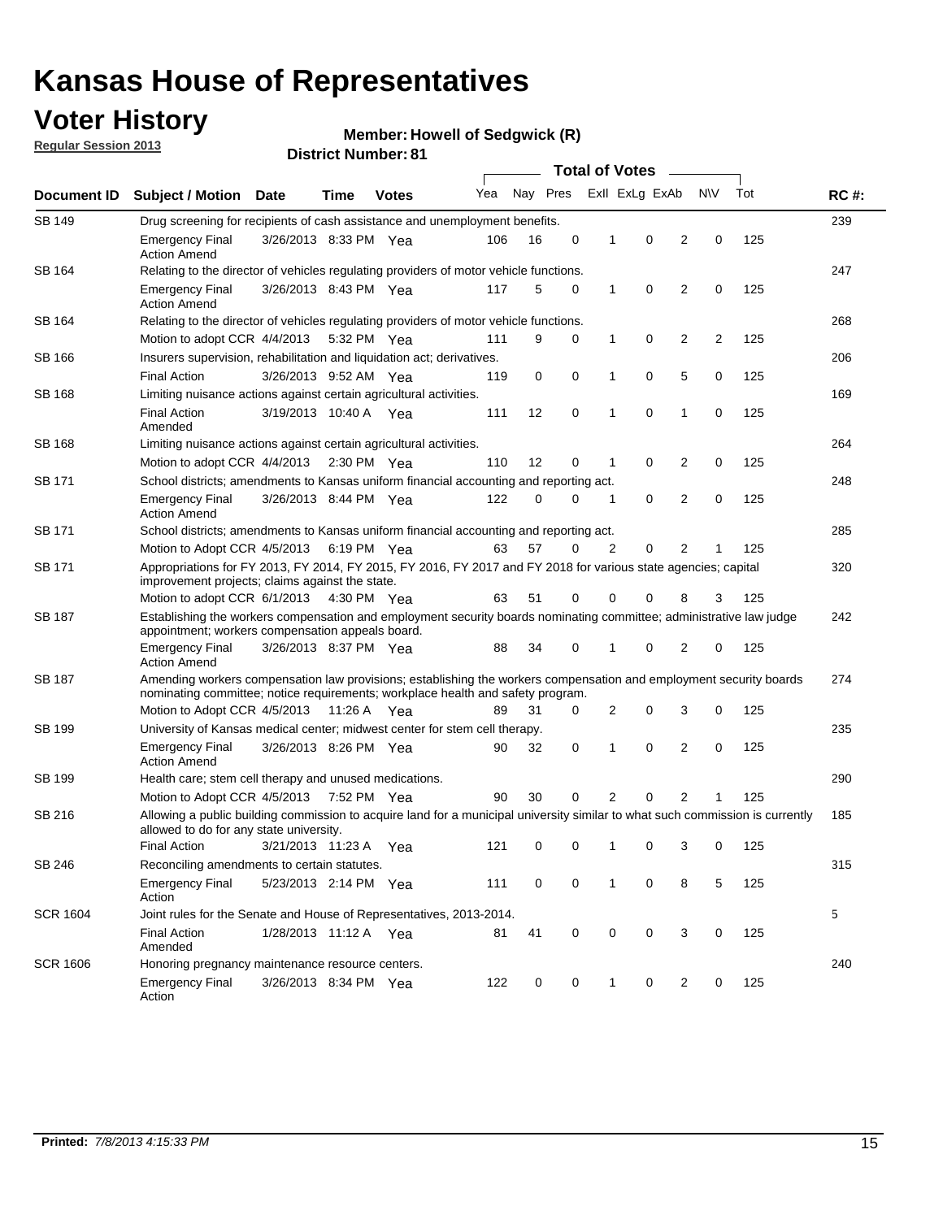# Kansas House of Representatives

## Voter History

**Regular Session 2013**

**Member: Howell of Sedgwick (R)**

**District Number: 81**

| Document ID | Subject / Motion | Date | Time | Votes | Yea | Nay | Pres | ExII | ExLg | ExAb | N\V | Tot | RC #: |
|---|---|---|---|---|---|---|---|---|---|---|---|---|---|
| SB 149 | Drug screening for recipients of cash assistance and unemployment benefits. | | | | | | | | | | | | 239 |
| | Emergency Final Action Amend | 3/26/2013 | 8:33 PM | Yea | 106 | 16 | 0 | 1 | 0 | 2 | 0 | 125 | |
| SB 164 | Relating to the director of vehicles regulating providers of motor vehicle functions. | | | | | | | | | | | | 247 |
| | Emergency Final Action Amend | 3/26/2013 | 8:43 PM | Yea | 117 | 5 | 0 | 1 | 0 | 2 | 0 | 125 | |
| SB 164 | Relating to the director of vehicles regulating providers of motor vehicle functions. | | | | | | | | | | | | 268 |
| | Motion to adopt CCR | 4/4/2013 | 5:32 PM | Yea | 111 | 9 | 0 | 1 | 0 | 2 | 2 | 125 | |
| SB 166 | Insurers supervision, rehabilitation and liquidation act; derivatives. | | | | | | | | | | | | 206 |
| | Final Action | 3/26/2013 | 9:52 AM | Yea | 119 | 0 | 0 | 1 | 0 | 5 | 0 | 125 | |
| SB 168 | Limiting nuisance actions against certain agricultural activities. | | | | | | | | | | | | 169 |
| | Final Action Amended | 3/19/2013 | 10:40 A | Yea | 111 | 12 | 0 | 1 | 0 | 1 | 0 | 125 | |
| SB 168 | Limiting nuisance actions against certain agricultural activities. | | | | | | | | | | | | 264 |
| | Motion to adopt CCR | 4/4/2013 | 2:30 PM | Yea | 110 | 12 | 0 | 1 | 0 | 2 | 0 | 125 | |
| SB 171 | School districts; amendments to Kansas uniform financial accounting and reporting act. | | | | | | | | | | | | 248 |
| | Emergency Final Action Amend | 3/26/2013 | 8:44 PM | Yea | 122 | 0 | 0 | 1 | 0 | 2 | 0 | 125 | |
| SB 171 | School districts; amendments to Kansas uniform financial accounting and reporting act. | | | | | | | | | | | | 285 |
| | Motion to Adopt CCR | 4/5/2013 | 6:19 PM | Yea | 63 | 57 | 0 | 2 | 0 | 2 | 1 | 125 | |
| SB 171 | Appropriations for FY 2013, FY 2014, FY 2015, FY 2016, FY 2017 and FY 2018 for various state agencies; capital improvement projects; claims against the state. | | | | | | | | | | | | 320 |
| | Motion to adopt CCR | 6/1/2013 | 4:30 PM | Yea | 63 | 51 | 0 | 0 | 0 | 8 | 3 | 125 | |
| SB 187 | Establishing the workers compensation and employment security boards nominating committee; administrative law judge appointment; workers compensation appeals board. | | | | | | | | | | | | 242 |
| | Emergency Final Action Amend | 3/26/2013 | 8:37 PM | Yea | 88 | 34 | 0 | 1 | 0 | 2 | 0 | 125 | |
| SB 187 | Amending workers compensation law provisions; establishing the workers compensation and employment security boards nominating committee; notice requirements; workplace health and safety program. | | | | | | | | | | | | 274 |
| | Motion to Adopt CCR | 4/5/2013 | 11:26 A | Yea | 89 | 31 | 0 | 2 | 0 | 3 | 0 | 125 | |
| SB 199 | University of Kansas medical center; midwest center for stem cell therapy. | | | | | | | | | | | | 235 |
| | Emergency Final Action Amend | 3/26/2013 | 8:26 PM | Yea | 90 | 32 | 0 | 1 | 0 | 2 | 0 | 125 | |
| SB 199 | Health care; stem cell therapy and unused medications. | | | | | | | | | | | | 290 |
| | Motion to Adopt CCR | 4/5/2013 | 7:52 PM | Yea | 90 | 30 | 0 | 2 | 0 | 2 | 1 | 125 | |
| SB 216 | Allowing a public building commission to acquire land for a municipal university similar to what such commission is currently allowed to do for any state university. | | | | | | | | | | | | 185 |
| | Final Action | 3/21/2013 | 11:23 A | Yea | 121 | 0 | 0 | 1 | 0 | 3 | 0 | 125 | |
| SB 246 | Reconciling amendments to certain statutes. | | | | | | | | | | | | 315 |
| | Emergency Final Action | 5/23/2013 | 2:14 PM | Yea | 111 | 0 | 0 | 1 | 0 | 8 | 5 | 125 | |
| SCR 1604 | Joint rules for the Senate and House of Representatives, 2013-2014. | | | | | | | | | | | | 5 |
| | Final Action Amended | 1/28/2013 | 11:12 A | Yea | 81 | 41 | 0 | 0 | 0 | 3 | 0 | 125 | |
| SCR 1606 | Honoring pregnancy maintenance resource centers. | | | | | | | | | | | | 240 |
| | Emergency Final Action | 3/26/2013 | 8:34 PM | Yea | 122 | 0 | 0 | 1 | 0 | 2 | 0 | 125 | |

**Printed:** *7/8/2013 4:15:33 PM*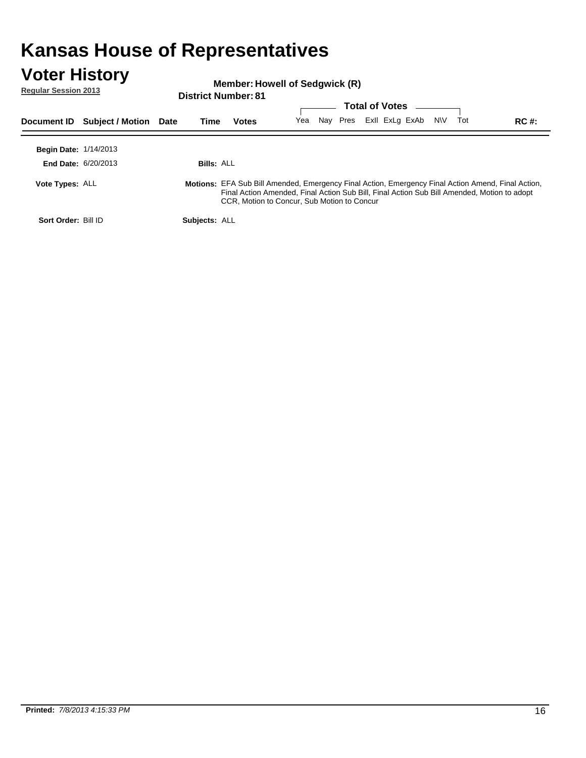# Kansas House of Representatives

## Voter History

**Regular Session 2013**

**Member:** Howell of Sedgwick (R)

**District Number:** 81

| Document ID | Subject / Motion | Date | Time | Votes | Total of Votes | | | | | | | | RC #: |
|---|---|---|---|---|---|---|---|---|---|---|---|---|---|
| | | | | | Yea | Nay | Pres | ExII | ExLg | ExAb | N\V | Tot | |

**Begin Date:** 1/14/2013

**End Date:** 6/20/2013

**Bills:** ALL

**Vote Types:** ALL

**Motions:** EFA Sub Bill Amended, Emergency Final Action, Emergency Final Action Amend, Final Action, Final Action Amended, Final Action Sub Bill, Final Action Sub Bill Amended, Motion to adopt CCR, Motion to Concur, Sub Motion to Concur

**Sort Order:** Bill ID

**Subjects:** ALL

**Printed:** *7/8/2013 4:15:33 PM*